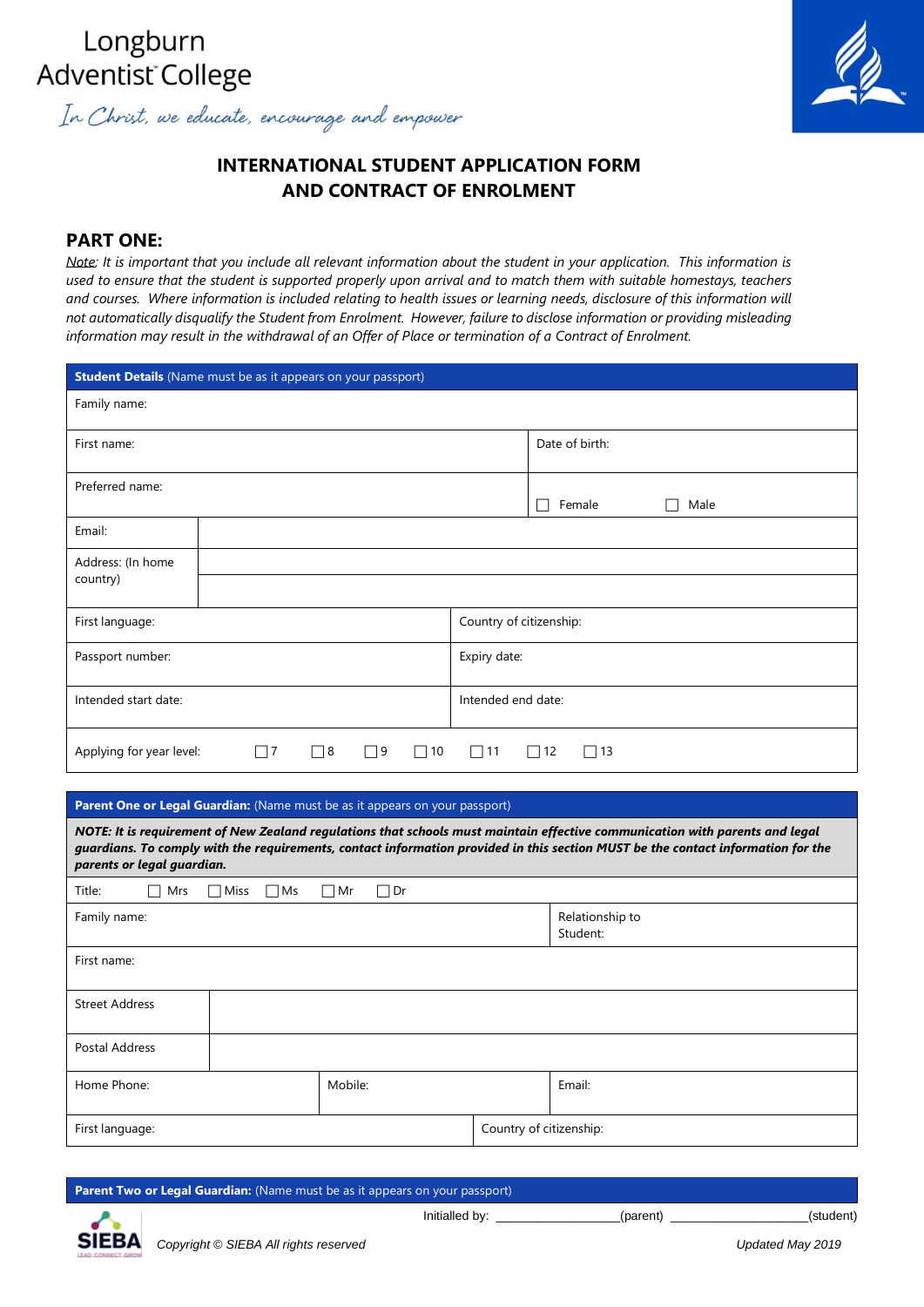Longburn Adventist College

*In Christ, we educate, encourage and empower*

## INTERNATIONAL STUDENT APPLICATION FORM AND CONTRACT OF ENROLMENT

### PART ONE:

*Note: It is important that you include all relevant information about the student in your application. This information is used to ensure that the student is supported properly upon arrival and to match them with suitable homestays, teachers and courses. Where information is included relating to health issues or learning needs, disclosure of this information will not automatically disqualify the Student from Enrolment. However, failure to disclose information or providing misleading information may result in the withdrawal of an Offer of Place or termination of a Contract of Enrolment.*

| **Student Details** (Name must be as it appears on your passport) | |
|---|---|
| Family name: | |
| First name: | Date of birth: |
| Preferred name: | ☐ Female ☐ Male |
| Email: | |
| Address: (In home country) | |
| First language: | Country of citizenship: |
| Passport number: | Expiry date: |
| Intended start date: | Intended end date: |
| Applying for year level: ☐ 7 ☐ 8 ☐ 9 ☐ 10 ☐ 11 ☐ 12 ☐ 13 | |

| **Parent One or Legal Guardian:** (Name must be as it appears on your passport) | | |
|---|---|---|
| ***NOTE: It is requirement of New Zealand regulations that schools must maintain effective communication with parents and legal guardians. To comply with the requirements, contact information provided in this section MUST be the contact information for the parents or legal guardian.*** | | |
| Title: ☐ Mrs ☐ Miss ☐ Ms ☐ Mr ☐ Dr | | |
| Family name: | | Relationship to Student: |
| First name: | | |
| Street Address | | |
| Postal Address | | |
| Home Phone: | Mobile: | Email: |
| First language: | Country of citizenship: | |

| **Parent Two or Legal Guardian:** (Name must be as it appears on your passport) |
|---|

Initialled by: \_\_\_\_\_\_\_\_\_\_\_\_\_\_\_\_\_\_(parent) \_\_\_\_\_\_\_\_\_\_\_\_\_\_\_\_\_\_\_\_(student)

Copyright © SIEBA All rights reserved

Updated May 2019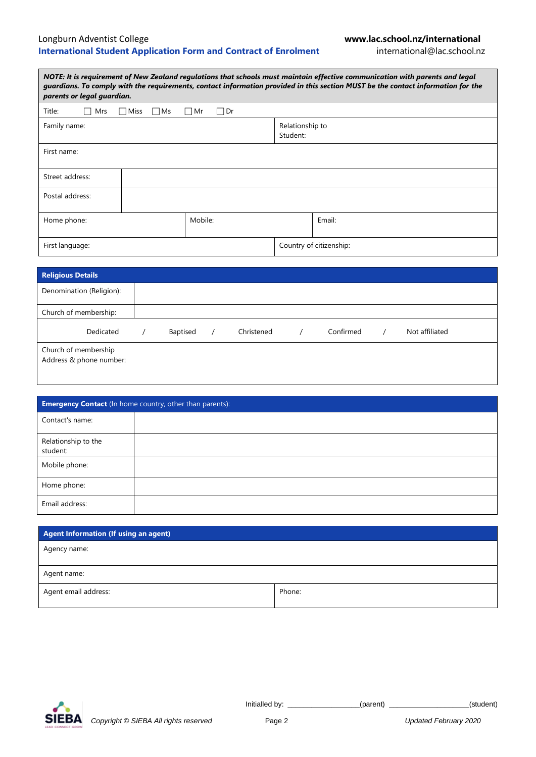*NOTE: It is requirement of New Zealand regulations that schools must maintain effective communication with parents and legal guardians. To comply with the requirements, contact information provided in this section MUST be the contact information for the parents or legal guardian.*

| | | | |
|---|---|---|---|
| Title: ☐ Mrs ☐ Miss ☐ Ms ☐ Mr ☐ Dr | | | |
| Family name: | | Relationship to Student: | |
| First name: | | | |
| Street address: | | | |
| Postal address: | | | |
| Home phone: | Mobile: | Email: | |
| First language: | | Country of citizenship: | |

| **Religious Details** | |
|---|---|
| Denomination (Religion): | |
| Church of membership: | |
| Dedicated / Baptised / Christened / Confirmed / Not affiliated | |
| Church of membership Address & phone number: | |

| **Emergency Contact** (In home country, other than parents): | |
|---|---|
| Contact's name: | |
| Relationship to the student: | |
| Mobile phone: | |
| Home phone: | |
| Email address: | |

| **Agent Information (If using an agent)** | |
|---|---|
| Agency name: | |
| Agent name: | |
| Agent email address: | Phone: |

Initialled by: ________________(parent) __________________(student)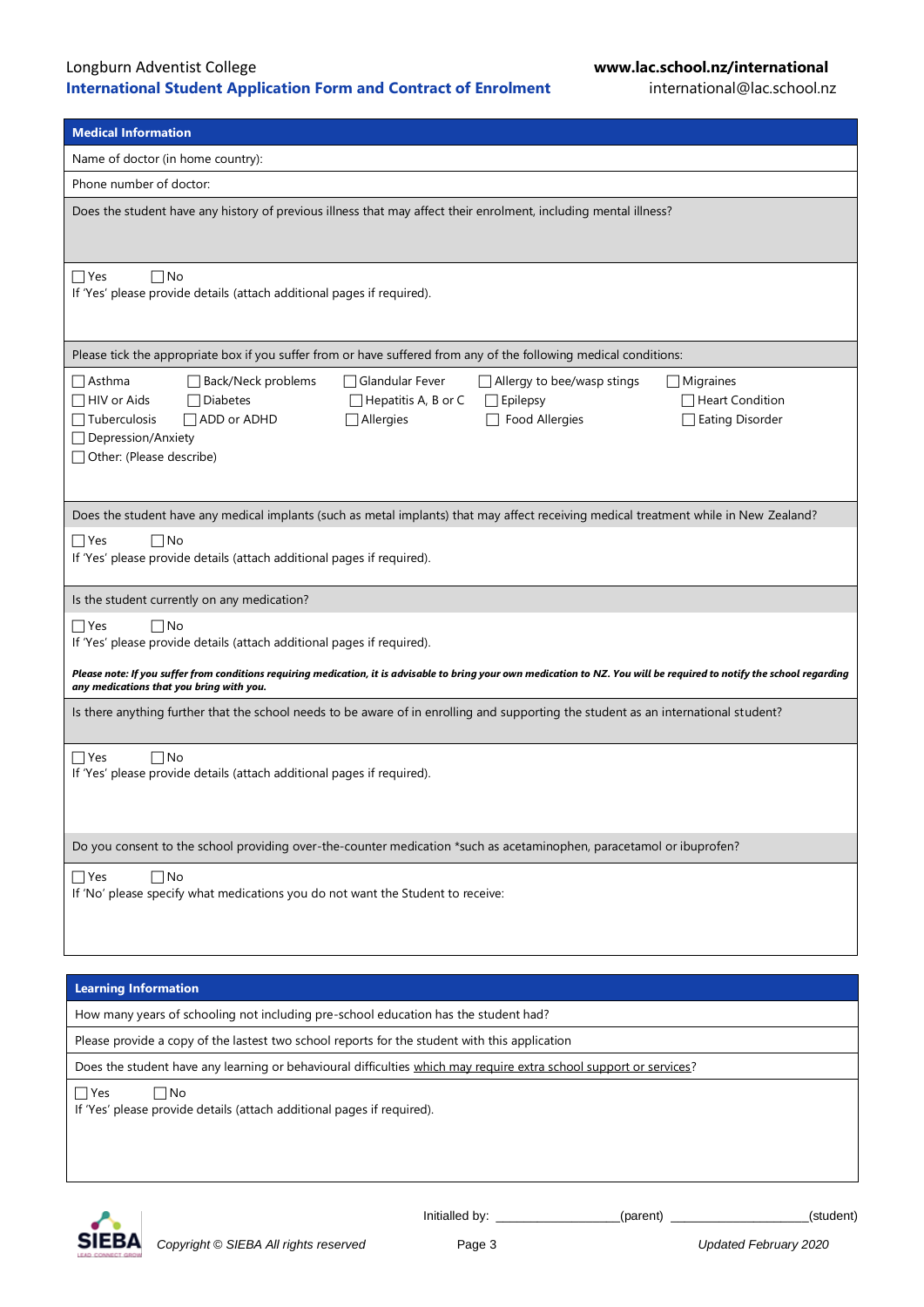## Medical Information

Name of doctor (in home country):

Phone number of doctor:

Does the student have any history of previous illness that may affect their enrolment, including mental illness?

☐ Yes ☐ No
If 'Yes' please provide details (attach additional pages if required).

Please tick the appropriate box if you suffer from or have suffered from any of the following medical conditions:

| | | | | |
|---|---|---|---|---|
| ☐ Asthma | ☐ Back/Neck problems | ☐ Glandular Fever | ☐ Allergy to bee/wasp stings | ☐ Migraines |
| ☐ HIV or Aids | ☐ Diabetes | ☐ Hepatitis A, B or C | ☐ Epilepsy | ☐ Heart Condition |
| ☐ Tuberculosis | ☐ ADD or ADHD | ☐ Allergies | ☐ Food Allergies | ☐ Eating Disorder |

☐ Depression/Anxiety
☐ Other: (Please describe)

Does the student have any medical implants (such as metal implants) that may affect receiving medical treatment while in New Zealand?

☐ Yes ☐ No
If 'Yes' please provide details (attach additional pages if required).

Is the student currently on any medication?

☐ Yes ☐ No
If 'Yes' please provide details (attach additional pages if required).

***Please note: If you suffer from conditions requiring medication, it is advisable to bring your own medication to NZ. You will be required to notify the school regarding any medications that you bring with you.***

Is there anything further that the school needs to be aware of in enrolling and supporting the student as an international student?

☐ Yes ☐ No
If 'Yes' please provide details (attach additional pages if required).

Do you consent to the school providing over-the-counter medication *such as acetaminophen, paracetamol or ibuprofen?

☐ Yes ☐ No
If 'No' please specify what medications you do not want the Student to receive:

## Learning Information

How many years of schooling not including pre-school education has the student had?

Please provide a copy of the lastest two school reports for the student with this application

Does the student have any learning or behavioural difficulties which may require extra school support or services?

☐ Yes ☐ No
If 'Yes' please provide details (attach additional pages if required).

Initialled by: __________________(parent) ____________________(student)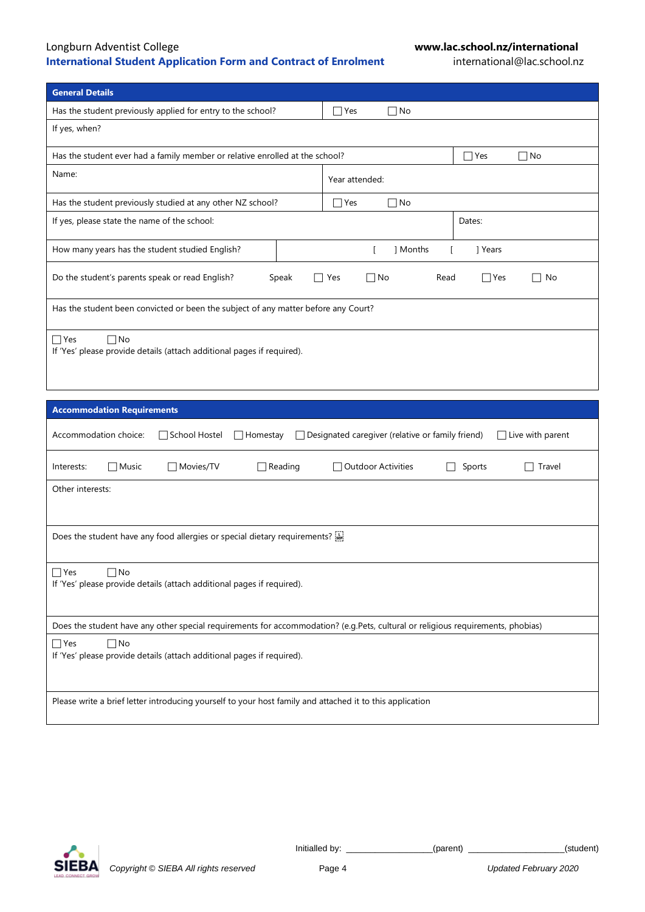## General Details

| Has the student previously applied for entry to the school? | ☐ Yes ☐ No |
|---|---|
| If yes, when? | |
| Has the student ever had a family member or relative enrolled at the school? | ☐ Yes ☐ No |
| Name: | Year attended: |
| Has the student previously studied at any other NZ school? | ☐ Yes ☐ No |
| If yes, please state the name of the school: | Dates: |
| How many years has the student studied English? | [ ] Months [ ] Years |
| Do the student's parents speak or read English? | Speak ☐ Yes ☐ No Read ☐ Yes ☐ No |

Has the student been convicted or been the subject of any matter before any Court?

☐ Yes ☐ No

If 'Yes' please provide details (attach additional pages if required).

## Accommodation Requirements

Accommodation choice: ☐ School Hostel ☐ Homestay ☐ Designated caregiver (relative or family friend) ☐ Live with parent

Interests: ☐ Music ☐ Movies/TV ☐ Reading ☐ Outdoor Activities ☐ Sports ☐ Travel

Other interests:

Does the student have any food allergies or special dietary requirements?

☐ Yes ☐ No

If 'Yes' please provide details (attach additional pages if required).

Does the student have any other special requirements for accommodation? (e.g.Pets, cultural or religious requirements, phobias)

☐ Yes ☐ No

If 'Yes' please provide details (attach additional pages if required).

Please write a brief letter introducing yourself to your host family and attached it to this application

Initialled by: ________________(parent) ________________(student)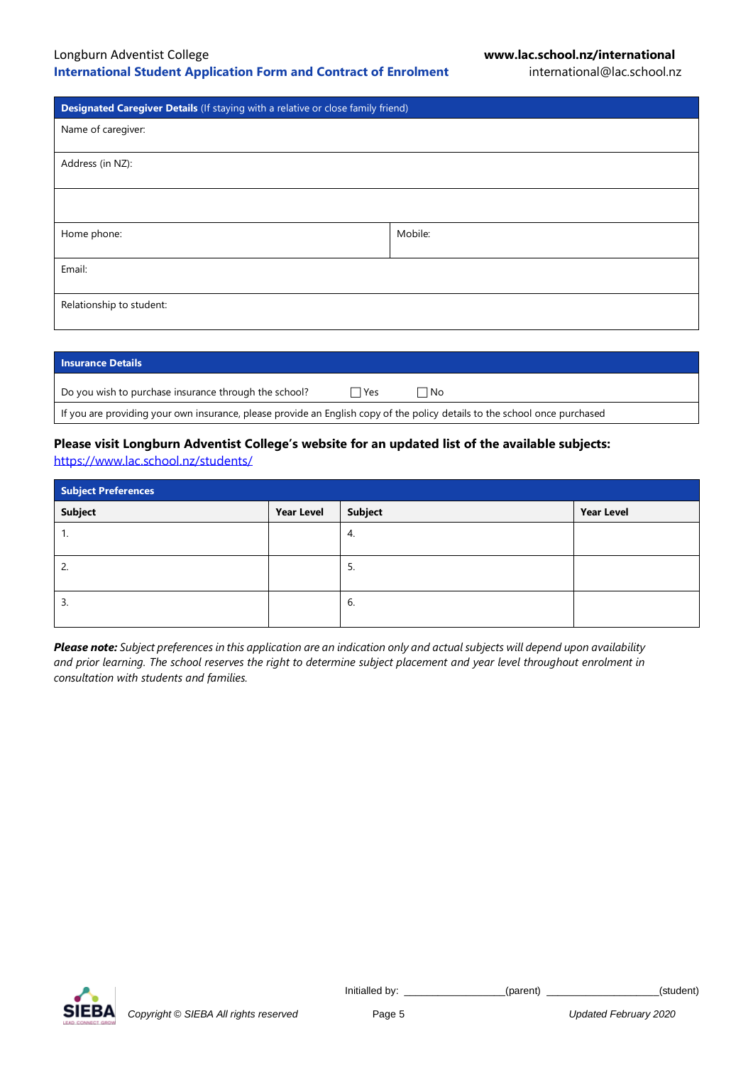| **Designated Caregiver Details** (If staying with a relative or close family friend) | |
|---|---|
| Name of caregiver: | |
| Address (in NZ): | |
| | |
| Home phone: | Mobile: |
| Email: | |
| Relationship to student: | |

| **Insurance Details** |
|---|
| Do you wish to purchase insurance through the school? ☐ Yes ☐ No |
| If you are providing your own insurance, please provide an English copy of the policy details to the school once purchased |

**Please visit Longburn Adventist College's website for an updated list of the available subjects:**
https://www.lac.school.nz/students/

| **Subject Preferences** | | | |
|---|---|---|---|
| **Subject** | **Year Level** | **Subject** | **Year Level** |
| 1. | | 4. | |
| 2. | | 5. | |
| 3. | | 6. | |

***Please note:*** *Subject preferences in this application are an indication only and actual subjects will depend upon availability and prior learning. The school reserves the right to determine subject placement and year level throughout enrolment in consultation with students and families.*

Initialled by: ________________(parent) __________________(student)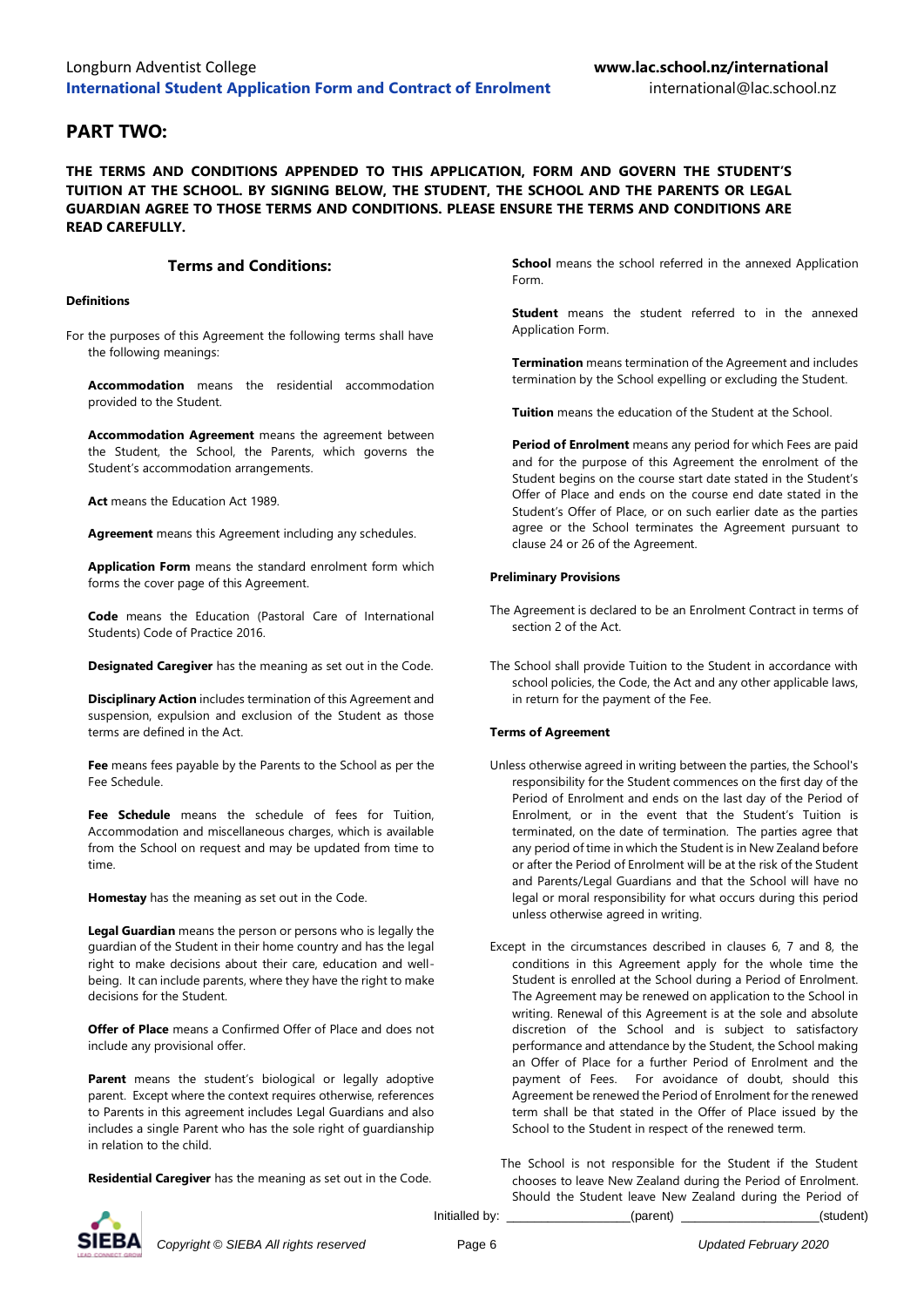## PART TWO:

**THE TERMS AND CONDITIONS APPENDED TO THIS APPLICATION, FORM AND GOVERN THE STUDENT'S TUITION AT THE SCHOOL. BY SIGNING BELOW, THE STUDENT, THE SCHOOL AND THE PARENTS OR LEGAL GUARDIAN AGREE TO THOSE TERMS AND CONDITIONS. PLEASE ENSURE THE TERMS AND CONDITIONS ARE READ CAREFULLY.**

### Terms and Conditions:

**Definitions**

For the purposes of this Agreement the following terms shall have the following meanings:

**Accommodation** means the residential accommodation provided to the Student.

**Accommodation Agreement** means the agreement between the Student, the School, the Parents, which governs the Student's accommodation arrangements.

**Act** means the Education Act 1989.

**Agreement** means this Agreement including any schedules.

**Application Form** means the standard enrolment form which forms the cover page of this Agreement.

**Code** means the Education (Pastoral Care of International Students) Code of Practice 2016.

**Designated Caregiver** has the meaning as set out in the Code.

**Disciplinary Action** includes termination of this Agreement and suspension, expulsion and exclusion of the Student as those terms are defined in the Act.

**Fee** means fees payable by the Parents to the School as per the Fee Schedule.

**Fee Schedule** means the schedule of fees for Tuition, Accommodation and miscellaneous charges, which is available from the School on request and may be updated from time to time.

**Homestay** has the meaning as set out in the Code.

**Legal Guardian** means the person or persons who is legally the guardian of the Student in their home country and has the legal right to make decisions about their care, education and well-being. It can include parents, where they have the right to make decisions for the Student.

**Offer of Place** means a Confirmed Offer of Place and does not include any provisional offer.

**Parent** means the student's biological or legally adoptive parent. Except where the context requires otherwise, references to Parents in this agreement includes Legal Guardians and also includes a single Parent who has the sole right of guardianship in relation to the child.

**Residential Caregiver** has the meaning as set out in the Code.

**School** means the school referred in the annexed Application Form.

**Student** means the student referred to in the annexed Application Form.

**Termination** means termination of the Agreement and includes termination by the School expelling or excluding the Student.

**Tuition** means the education of the Student at the School.

**Period of Enrolment** means any period for which Fees are paid and for the purpose of this Agreement the enrolment of the Student begins on the course start date stated in the Student's Offer of Place and ends on the course end date stated in the Student's Offer of Place, or on such earlier date as the parties agree or the School terminates the Agreement pursuant to clause 24 or 26 of the Agreement.

**Preliminary Provisions**

The Agreement is declared to be an Enrolment Contract in terms of section 2 of the Act.

The School shall provide Tuition to the Student in accordance with school policies, the Code, the Act and any other applicable laws, in return for the payment of the Fee.

**Terms of Agreement**

Unless otherwise agreed in writing between the parties, the School's responsibility for the Student commences on the first day of the Period of Enrolment and ends on the last day of the Period of Enrolment, or in the event that the Student's Tuition is terminated, on the date of termination. The parties agree that any period of time in which the Student is in New Zealand before or after the Period of Enrolment will be at the risk of the Student and Parents/Legal Guardians and that the School will have no legal or moral responsibility for what occurs during this period unless otherwise agreed in writing.

Except in the circumstances described in clauses 6, 7 and 8, the conditions in this Agreement apply for the whole time the Student is enrolled at the School during a Period of Enrolment. The Agreement may be renewed on application to the School in writing. Renewal of this Agreement is at the sole and absolute discretion of the School and is subject to satisfactory performance and attendance by the Student, the School making an Offer of Place for a further Period of Enrolment and the payment of Fees. For avoidance of doubt, should this Agreement be renewed the Period of Enrolment for the renewed term shall be that stated in the Offer of Place issued by the School to the Student in respect of the renewed term.

The School is not responsible for the Student if the Student chooses to leave New Zealand during the Period of Enrolment. Should the Student leave New Zealand during the Period of

Initialled by: ____________________(parent) ______________________(student)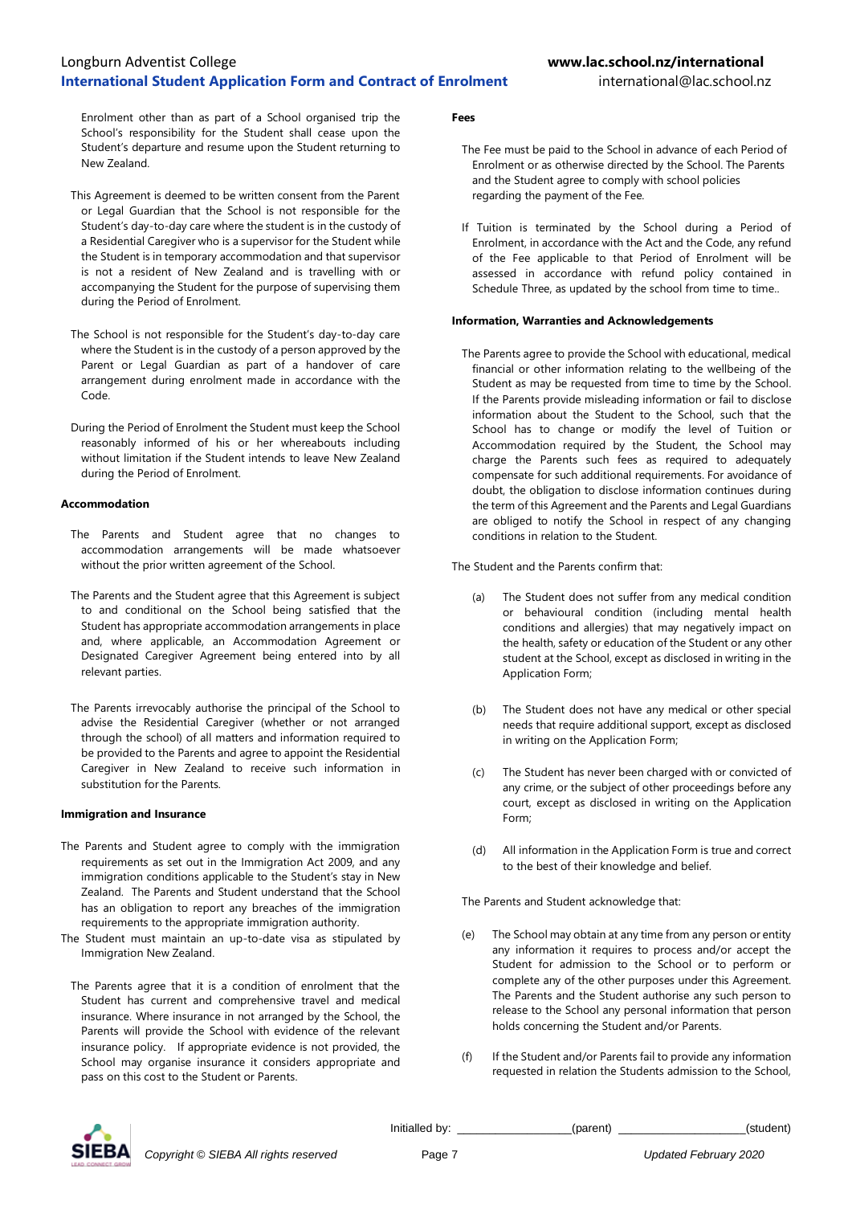Enrolment other than as part of a School organised trip the School's responsibility for the Student shall cease upon the Student's departure and resume upon the Student returning to New Zealand.

This Agreement is deemed to be written consent from the Parent or Legal Guardian that the School is not responsible for the Student's day-to-day care where the student is in the custody of a Residential Caregiver who is a supervisor for the Student while the Student is in temporary accommodation and that supervisor is not a resident of New Zealand and is travelling with or accompanying the Student for the purpose of supervising them during the Period of Enrolment.

The School is not responsible for the Student's day-to-day care where the Student is in the custody of a person approved by the Parent or Legal Guardian as part of a handover of care arrangement during enrolment made in accordance with the Code.

During the Period of Enrolment the Student must keep the School reasonably informed of his or her whereabouts including without limitation if the Student intends to leave New Zealand during the Period of Enrolment.

**Accommodation**

The Parents and Student agree that no changes to accommodation arrangements will be made whatsoever without the prior written agreement of the School.

The Parents and the Student agree that this Agreement is subject to and conditional on the School being satisfied that the Student has appropriate accommodation arrangements in place and, where applicable, an Accommodation Agreement or Designated Caregiver Agreement being entered into by all relevant parties.

The Parents irrevocably authorise the principal of the School to advise the Residential Caregiver (whether or not arranged through the school) of all matters and information required to be provided to the Parents and agree to appoint the Residential Caregiver in New Zealand to receive such information in substitution for the Parents.

**Immigration and Insurance**

The Parents and Student agree to comply with the immigration requirements as set out in the Immigration Act 2009, and any immigration conditions applicable to the Student's stay in New Zealand. The Parents and Student understand that the School has an obligation to report any breaches of the immigration requirements to the appropriate immigration authority.

The Student must maintain an up-to-date visa as stipulated by Immigration New Zealand.

The Parents agree that it is a condition of enrolment that the Student has current and comprehensive travel and medical insurance. Where insurance in not arranged by the School, the Parents will provide the School with evidence of the relevant insurance policy. If appropriate evidence is not provided, the School may organise insurance it considers appropriate and pass on this cost to the Student or Parents.

**Fees**

The Fee must be paid to the School in advance of each Period of Enrolment or as otherwise directed by the School. The Parents and the Student agree to comply with school policies regarding the payment of the Fee.

If Tuition is terminated by the School during a Period of Enrolment, in accordance with the Act and the Code, any refund of the Fee applicable to that Period of Enrolment will be assessed in accordance with refund policy contained in Schedule Three, as updated by the school from time to time..

**Information, Warranties and Acknowledgements**

The Parents agree to provide the School with educational, medical financial or other information relating to the wellbeing of the Student as may be requested from time to time by the School. If the Parents provide misleading information or fail to disclose information about the Student to the School, such that the School has to change or modify the level of Tuition or Accommodation required by the Student, the School may charge the Parents such fees as required to adequately compensate for such additional requirements. For avoidance of doubt, the obligation to disclose information continues during the term of this Agreement and the Parents and Legal Guardians are obliged to notify the School in respect of any changing conditions in relation to the Student.

The Student and the Parents confirm that:

(a) The Student does not suffer from any medical condition or behavioural condition (including mental health conditions and allergies) that may negatively impact on the health, safety or education of the Student or any other student at the School, except as disclosed in writing in the Application Form;

(b) The Student does not have any medical or other special needs that require additional support, except as disclosed in writing on the Application Form;

(c) The Student has never been charged with or convicted of any crime, or the subject of other proceedings before any court, except as disclosed in writing on the Application Form;

(d) All information in the Application Form is true and correct to the best of their knowledge and belief.

The Parents and Student acknowledge that:

(e) The School may obtain at any time from any person or entity any information it requires to process and/or accept the Student for admission to the School or to perform or complete any of the other purposes under this Agreement. The Parents and the Student authorise any such person to release to the School any personal information that person holds concerning the Student and/or Parents.

(f) If the Student and/or Parents fail to provide any information requested in relation the Students admission to the School,

Initialled by: ___________________(parent) ____________________(student)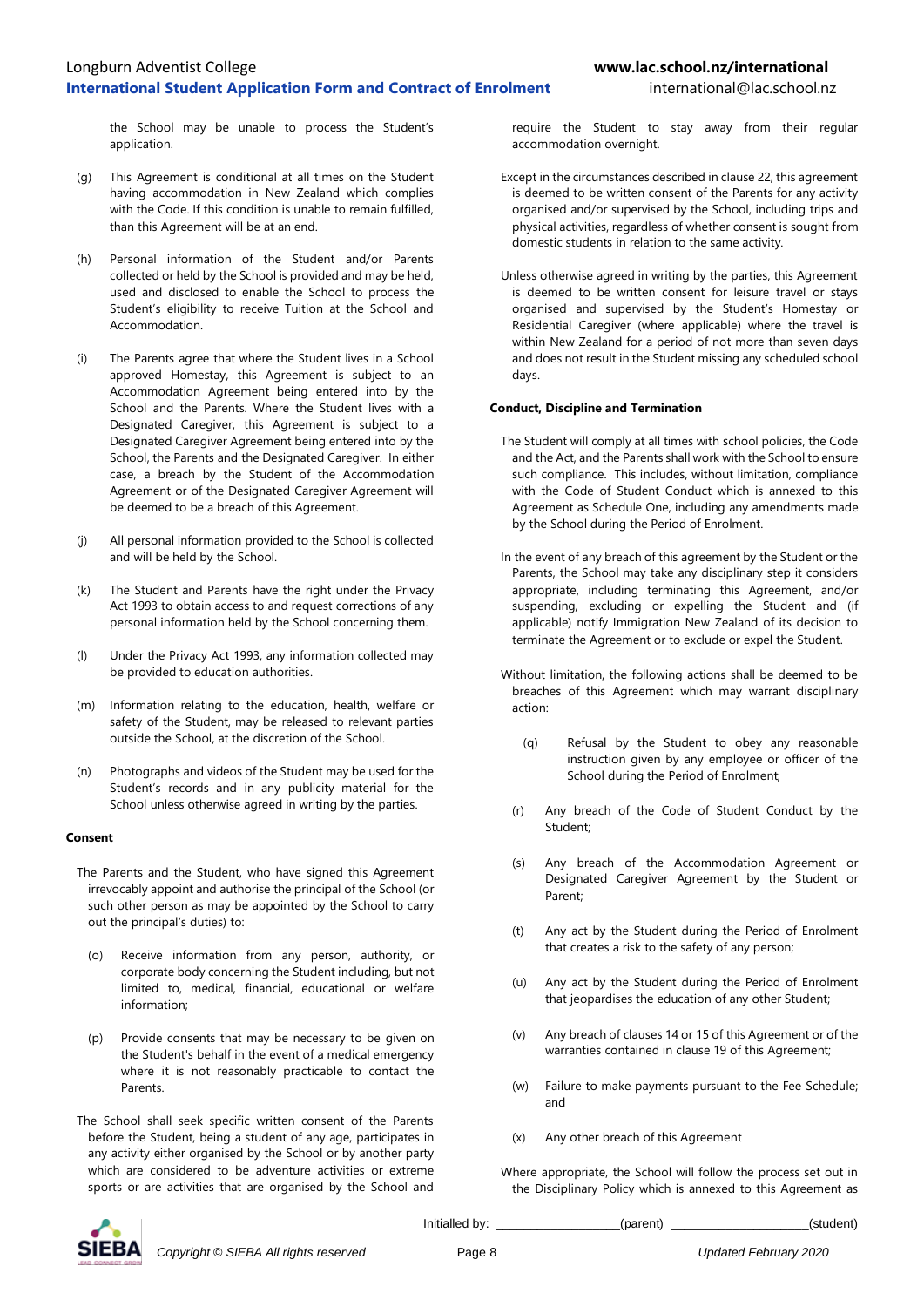the School may be unable to process the Student's application.

(g) This Agreement is conditional at all times on the Student having accommodation in New Zealand which complies with the Code. If this condition is unable to remain fulfilled, than this Agreement will be at an end.

(h) Personal information of the Student and/or Parents collected or held by the School is provided and may be held, used and disclosed to enable the School to process the Student's eligibility to receive Tuition at the School and Accommodation.

(i) The Parents agree that where the Student lives in a School approved Homestay, this Agreement is subject to an Accommodation Agreement being entered into by the School and the Parents. Where the Student lives with a Designated Caregiver, this Agreement is subject to a Designated Caregiver Agreement being entered into by the School, the Parents and the Designated Caregiver. In either case, a breach by the Student of the Accommodation Agreement or of the Designated Caregiver Agreement will be deemed to be a breach of this Agreement.

(j) All personal information provided to the School is collected and will be held by the School.

(k) The Student and Parents have the right under the Privacy Act 1993 to obtain access to and request corrections of any personal information held by the School concerning them.

(l) Under the Privacy Act 1993, any information collected may be provided to education authorities.

(m) Information relating to the education, health, welfare or safety of the Student, may be released to relevant parties outside the School, at the discretion of the School.

(n) Photographs and videos of the Student may be used for the Student's records and in any publicity material for the School unless otherwise agreed in writing by the parties.

**Consent**

The Parents and the Student, who have signed this Agreement irrevocably appoint and authorise the principal of the School (or such other person as may be appointed by the School to carry out the principal's duties) to:

(o) Receive information from any person, authority, or corporate body concerning the Student including, but not limited to, medical, financial, educational or welfare information;

(p) Provide consents that may be necessary to be given on the Student's behalf in the event of a medical emergency where it is not reasonably practicable to contact the Parents.

The School shall seek specific written consent of the Parents before the Student, being a student of any age, participates in any activity either organised by the School or by another party which are considered to be adventure activities or extreme sports or are activities that are organised by the School and require the Student to stay away from their regular accommodation overnight.

Except in the circumstances described in clause 22, this agreement is deemed to be written consent of the Parents for any activity organised and/or supervised by the School, including trips and physical activities, regardless of whether consent is sought from domestic students in relation to the same activity.

Unless otherwise agreed in writing by the parties, this Agreement is deemed to be written consent for leisure travel or stays organised and supervised by the Student's Homestay or Residential Caregiver (where applicable) where the travel is within New Zealand for a period of not more than seven days and does not result in the Student missing any scheduled school days.

**Conduct, Discipline and Termination**

The Student will comply at all times with school policies, the Code and the Act, and the Parents shall work with the School to ensure such compliance. This includes, without limitation, compliance with the Code of Student Conduct which is annexed to this Agreement as Schedule One, including any amendments made by the School during the Period of Enrolment.

In the event of any breach of this agreement by the Student or the Parents, the School may take any disciplinary step it considers appropriate, including terminating this Agreement, and/or suspending, excluding or expelling the Student and (if applicable) notify Immigration New Zealand of its decision to terminate the Agreement or to exclude or expel the Student.

Without limitation, the following actions shall be deemed to be breaches of this Agreement which may warrant disciplinary action:

(q) Refusal by the Student to obey any reasonable instruction given by any employee or officer of the School during the Period of Enrolment;

(r) Any breach of the Code of Student Conduct by the Student;

(s) Any breach of the Accommodation Agreement or Designated Caregiver Agreement by the Student or Parent;

(t) Any act by the Student during the Period of Enrolment that creates a risk to the safety of any person;

(u) Any act by the Student during the Period of Enrolment that jeopardises the education of any other Student;

(v) Any breach of clauses 14 or 15 of this Agreement or of the warranties contained in clause 19 of this Agreement;

(w) Failure to make payments pursuant to the Fee Schedule; and

(x) Any other breach of this Agreement

Where appropriate, the School will follow the process set out in the Disciplinary Policy which is annexed to this Agreement as

Initialled by: ____________________(parent) ______________________(student)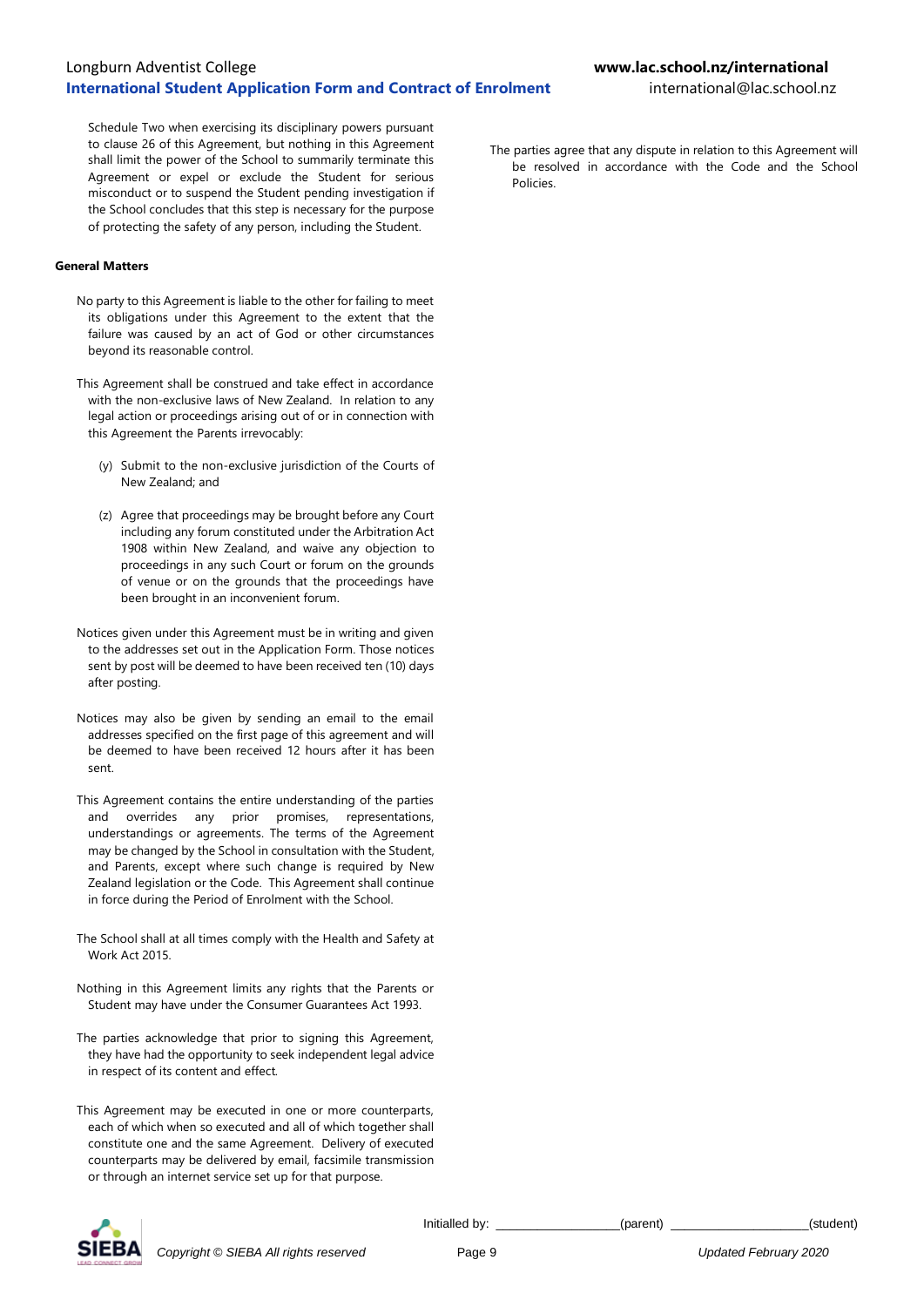Schedule Two when exercising its disciplinary powers pursuant to clause 26 of this Agreement, but nothing in this Agreement shall limit the power of the School to summarily terminate this Agreement or expel or exclude the Student for serious misconduct or to suspend the Student pending investigation if the School concludes that this step is necessary for the purpose of protecting the safety of any person, including the Student.

**General Matters**

No party to this Agreement is liable to the other for failing to meet its obligations under this Agreement to the extent that the failure was caused by an act of God or other circumstances beyond its reasonable control.

This Agreement shall be construed and take effect in accordance with the non-exclusive laws of New Zealand. In relation to any legal action or proceedings arising out of or in connection with this Agreement the Parents irrevocably:

(y) Submit to the non-exclusive jurisdiction of the Courts of New Zealand; and

(z) Agree that proceedings may be brought before any Court including any forum constituted under the Arbitration Act 1908 within New Zealand, and waive any objection to proceedings in any such Court or forum on the grounds of venue or on the grounds that the proceedings have been brought in an inconvenient forum.

Notices given under this Agreement must be in writing and given to the addresses set out in the Application Form. Those notices sent by post will be deemed to have been received ten (10) days after posting.

Notices may also be given by sending an email to the email addresses specified on the first page of this agreement and will be deemed to have been received 12 hours after it has been sent.

This Agreement contains the entire understanding of the parties and overrides any prior promises, representations, understandings or agreements. The terms of the Agreement may be changed by the School in consultation with the Student, and Parents, except where such change is required by New Zealand legislation or the Code. This Agreement shall continue in force during the Period of Enrolment with the School.

The School shall at all times comply with the Health and Safety at Work Act 2015.

Nothing in this Agreement limits any rights that the Parents or Student may have under the Consumer Guarantees Act 1993.

The parties acknowledge that prior to signing this Agreement, they have had the opportunity to seek independent legal advice in respect of its content and effect.

This Agreement may be executed in one or more counterparts, each of which when so executed and all of which together shall constitute one and the same Agreement. Delivery of executed counterparts may be delivered by email, facsimile transmission or through an internet service set up for that purpose.

The parties agree that any dispute in relation to this Agreement will be resolved in accordance with the Code and the School Policies.

Initialled by: \_\_\_\_\_\_\_\_\_\_\_\_\_\_\_\_\_\_(parent) \_\_\_\_\_\_\_\_\_\_\_\_\_\_\_\_\_\_\_\_(student)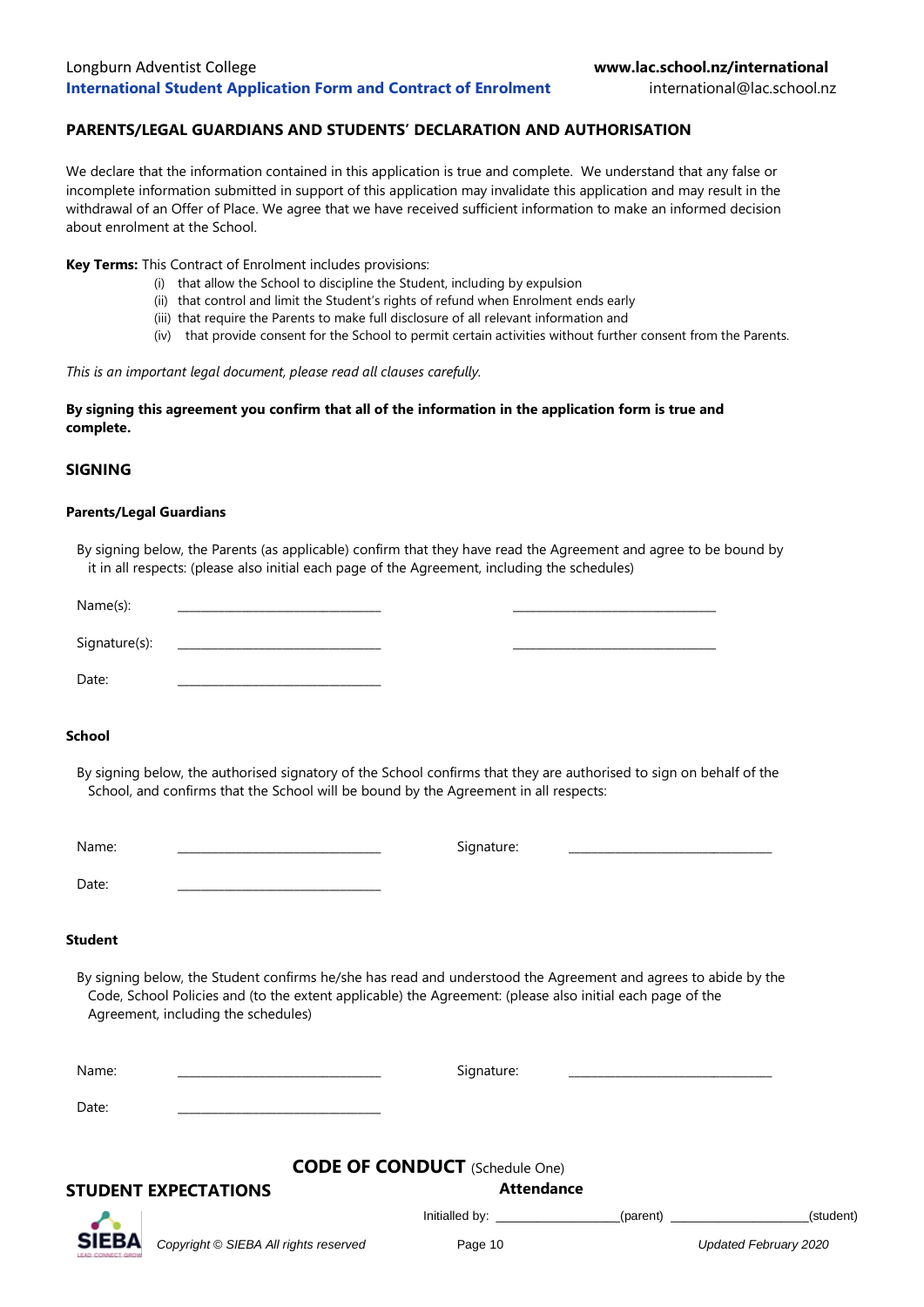## PARENTS/LEGAL GUARDIANS AND STUDENTS' DECLARATION AND AUTHORISATION

We declare that the information contained in this application is true and complete. We understand that any false or incomplete information submitted in support of this application may invalidate this application and may result in the withdrawal of an Offer of Place. We agree that we have received sufficient information to make an informed decision about enrolment at the School.

**Key Terms:** This Contract of Enrolment includes provisions:

- (i) that allow the School to discipline the Student, including by expulsion
- (ii) that control and limit the Student's rights of refund when Enrolment ends early
- (iii) that require the Parents to make full disclosure of all relevant information and
- (iv) that provide consent for the School to permit certain activities without further consent from the Parents.

*This is an important legal document, please read all clauses carefully.*

**By signing this agreement you confirm that all of the information in the application form is true and complete.**

## SIGNING

### Parents/Legal Guardians

By signing below, the Parents (as applicable) confirm that they have read the Agreement and agree to be bound by it in all respects: (please also initial each page of the Agreement, including the schedules)

Name(s): ______________________________ ______________________________

Signature(s): ______________________________ ______________________________

Date: ______________________________

### School

By signing below, the authorised signatory of the School confirms that they are authorised to sign on behalf of the School, and confirms that the School will be bound by the Agreement in all respects:

Name: ______________________________ Signature: ______________________________

Date: ______________________________

### Student

By signing below, the Student confirms he/she has read and understood the Agreement and agrees to abide by the Code, School Policies and (to the extent applicable) the Agreement: (please also initial each page of the Agreement, including the schedules)

Name: ______________________________ Signature: ______________________________

Date: ______________________________

## CODE OF CONDUCT (Schedule One)

## STUDENT EXPECTATIONS

### Attendance

Initialled by: __________________(parent) ____________________(student)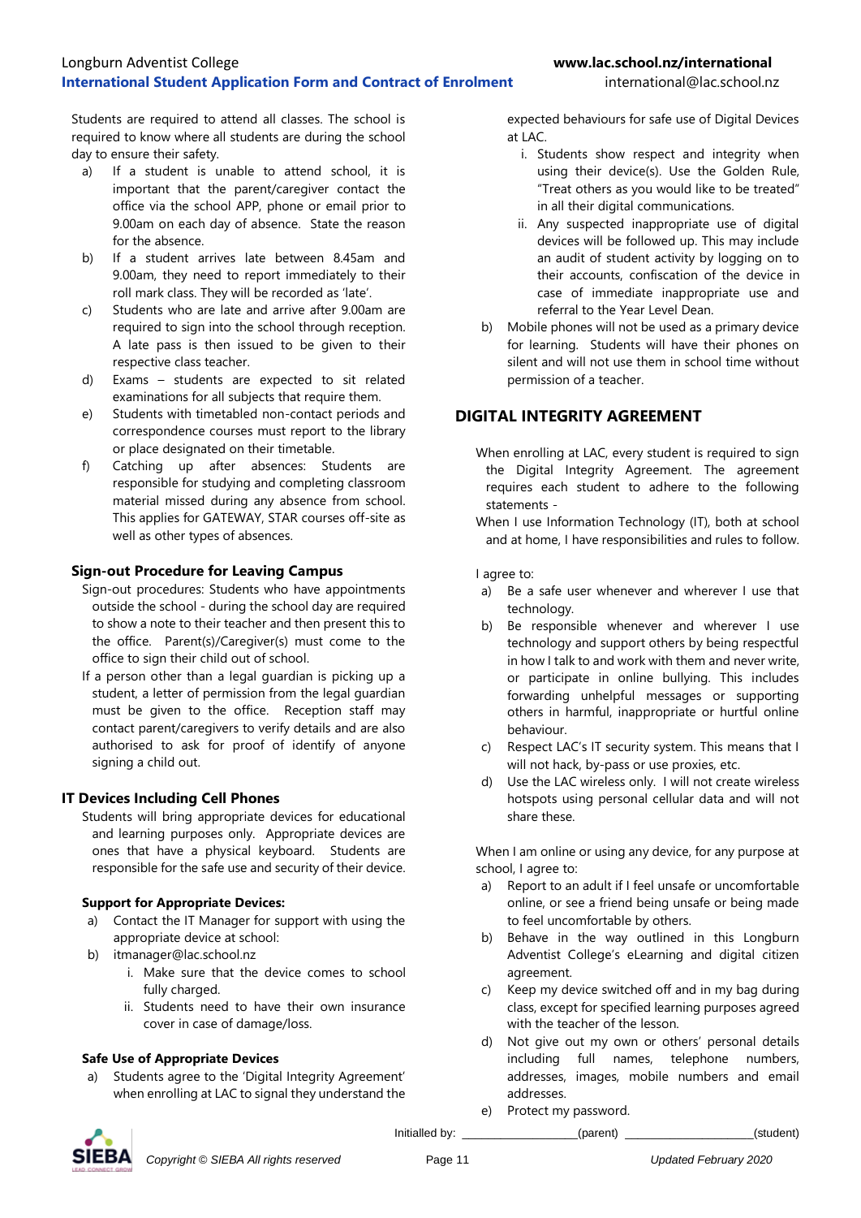Students are required to attend all classes. The school is required to know where all students are during the school day to ensure their safety.

a) If a student is unable to attend school, it is important that the parent/caregiver contact the office via the school APP, phone or email prior to 9.00am on each day of absence. State the reason for the absence.
b) If a student arrives late between 8.45am and 9.00am, they need to report immediately to their roll mark class. They will be recorded as 'late'.
c) Students who are late and arrive after 9.00am are required to sign into the school through reception. A late pass is then issued to be given to their respective class teacher.
d) Exams – students are expected to sit related examinations for all subjects that require them.
e) Students with timetabled non-contact periods and correspondence courses must report to the library or place designated on their timetable.
f) Catching up after absences: Students are responsible for studying and completing classroom material missed during any absence from school. This applies for GATEWAY, STAR courses off-site as well as other types of absences.

### Sign-out Procedure for Leaving Campus

Sign-out procedures: Students who have appointments outside the school - during the school day are required to show a note to their teacher and then present this to the office. Parent(s)/Caregiver(s) must come to the office to sign their child out of school.

If a person other than a legal guardian is picking up a student, a letter of permission from the legal guardian must be given to the office. Reception staff may contact parent/caregivers to verify details and are also authorised to ask for proof of identify of anyone signing a child out.

### IT Devices Including Cell Phones

Students will bring appropriate devices for educational and learning purposes only. Appropriate devices are ones that have a physical keyboard. Students are responsible for the safe use and security of their device.

**Support for Appropriate Devices:**

a) Contact the IT Manager for support with using the appropriate device at school:
b) itmanager@lac.school.nz
    i. Make sure that the device comes to school fully charged.
    ii. Students need to have their own insurance cover in case of damage/loss.

**Safe Use of Appropriate Devices**

a) Students agree to the 'Digital Integrity Agreement' when enrolling at LAC to signal they understand the expected behaviours for safe use of Digital Devices at LAC.
    i. Students show respect and integrity when using their device(s). Use the Golden Rule, "Treat others as you would like to be treated" in all their digital communications.
    ii. Any suspected inappropriate use of digital devices will be followed up. This may include an audit of student activity by logging on to their accounts, confiscation of the device in case of immediate inappropriate use and referral to the Year Level Dean.
b) Mobile phones will not be used as a primary device for learning. Students will have their phones on silent and will not use them in school time without permission of a teacher.

## DIGITAL INTEGRITY AGREEMENT

When enrolling at LAC, every student is required to sign the Digital Integrity Agreement. The agreement requires each student to adhere to the following statements -

When I use Information Technology (IT), both at school and at home, I have responsibilities and rules to follow.

I agree to:

a) Be a safe user whenever and wherever I use that technology.
b) Be responsible whenever and wherever I use technology and support others by being respectful in how I talk to and work with them and never write, or participate in online bullying. This includes forwarding unhelpful messages or supporting others in harmful, inappropriate or hurtful online behaviour.
c) Respect LAC's IT security system. This means that I will not hack, by-pass or use proxies, etc.
d) Use the LAC wireless only. I will not create wireless hotspots using personal cellular data and will not share these.

When I am online or using any device, for any purpose at school, I agree to:

a) Report to an adult if I feel unsafe or uncomfortable online, or see a friend being unsafe or being made to feel uncomfortable by others.
b) Behave in the way outlined in this Longburn Adventist College's eLearning and digital citizen agreement.
c) Keep my device switched off and in my bag during class, except for specified learning purposes agreed with the teacher of the lesson.
d) Not give out my own or others' personal details including full names, telephone numbers, addresses, images, mobile numbers and email addresses.
e) Protect my password.

Initialled by: ____________________(parent) ______________________(student)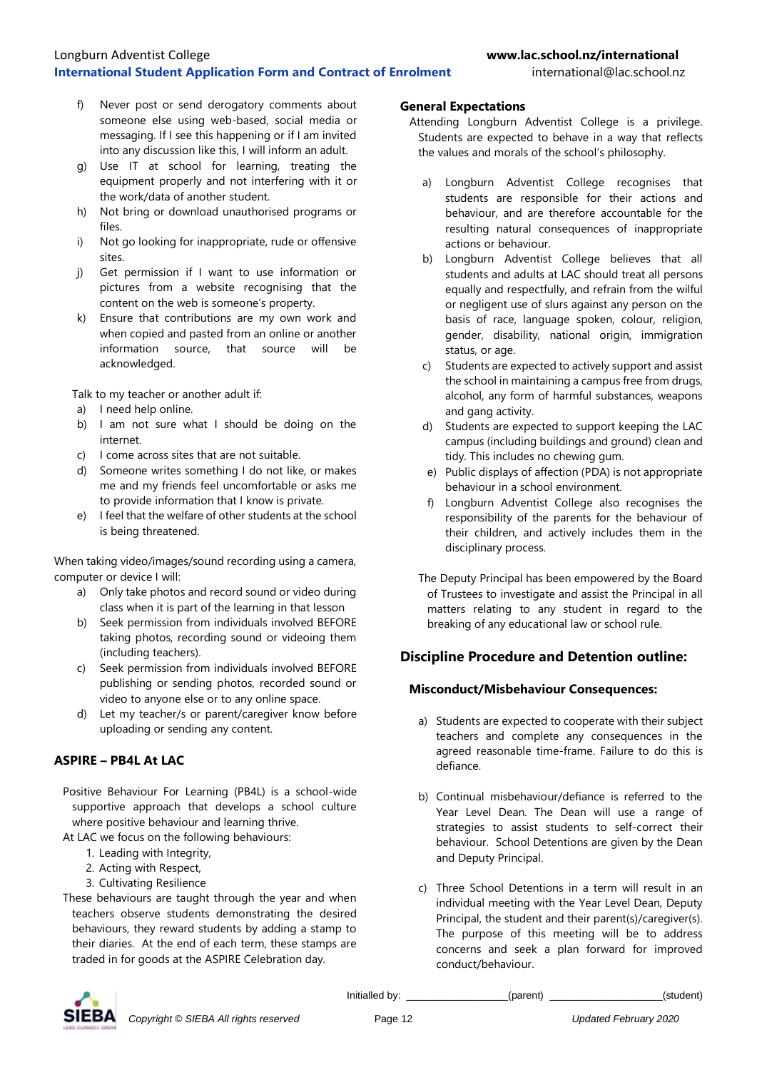f) Never post or send derogatory comments about someone else using web-based, social media or messaging. If I see this happening or if I am invited into any discussion like this, I will inform an adult.
g) Use IT at school for learning, treating the equipment properly and not interfering with it or the work/data of another student.
h) Not bring or download unauthorised programs or files.
i) Not go looking for inappropriate, rude or offensive sites.
j) Get permission if I want to use information or pictures from a website recognising that the content on the web is someone's property.
k) Ensure that contributions are my own work and when copied and pasted from an online or another information source, that source will be acknowledged.

Talk to my teacher or another adult if:

a) I need help online.
b) I am not sure what I should be doing on the internet.
c) I come across sites that are not suitable.
d) Someone writes something I do not like, or makes me and my friends feel uncomfortable or asks me to provide information that I know is private.
e) I feel that the welfare of other students at the school is being threatened.

When taking video/images/sound recording using a camera, computer or device I will:

a) Only take photos and record sound or video during class when it is part of the learning in that lesson
b) Seek permission from individuals involved BEFORE taking photos, recording sound or videoing them (including teachers).
c) Seek permission from individuals involved BEFORE publishing or sending photos, recorded sound or video to anyone else or to any online space.
d) Let my teacher/s or parent/caregiver know before uploading or sending any content.

### ASPIRE – PB4L At LAC

Positive Behaviour For Learning (PB4L) is a school-wide supportive approach that develops a school culture where positive behaviour and learning thrive.

At LAC we focus on the following behaviours:

1. Leading with Integrity,
2. Acting with Respect,
3. Cultivating Resilience

These behaviours are taught through the year and when teachers observe students demonstrating the desired behaviours, they reward students by adding a stamp to their diaries. At the end of each term, these stamps are traded in for goods at the ASPIRE Celebration day.

### General Expectations

Attending Longburn Adventist College is a privilege. Students are expected to behave in a way that reflects the values and morals of the school's philosophy.

a) Longburn Adventist College recognises that students are responsible for their actions and behaviour, and are therefore accountable for the resulting natural consequences of inappropriate actions or behaviour.
b) Longburn Adventist College believes that all students and adults at LAC should treat all persons equally and respectfully, and refrain from the wilful or negligent use of slurs against any person on the basis of race, language spoken, colour, religion, gender, disability, national origin, immigration status, or age.
c) Students are expected to actively support and assist the school in maintaining a campus free from drugs, alcohol, any form of harmful substances, weapons and gang activity.
d) Students are expected to support keeping the LAC campus (including buildings and ground) clean and tidy. This includes no chewing gum.
e) Public displays of affection (PDA) is not appropriate behaviour in a school environment.
f) Longburn Adventist College also recognises the responsibility of the parents for the behaviour of their children, and actively includes them in the disciplinary process.

The Deputy Principal has been empowered by the Board of Trustees to investigate and assist the Principal in all matters relating to any student in regard to the breaking of any educational law or school rule.

## Discipline Procedure and Detention outline:

### Misconduct/Misbehaviour Consequences:

a) Students are expected to cooperate with their subject teachers and complete any consequences in the agreed reasonable time-frame. Failure to do this is defiance.

b) Continual misbehaviour/defiance is referred to the Year Level Dean. The Dean will use a range of strategies to assist students to self-correct their behaviour. School Detentions are given by the Dean and Deputy Principal.

c) Three School Detentions in a term will result in an individual meeting with the Year Level Dean, Deputy Principal, the student and their parent(s)/caregiver(s). The purpose of this meeting will be to address concerns and seek a plan forward for improved conduct/behaviour.

Initialled by: __________________(parent) ____________________(student)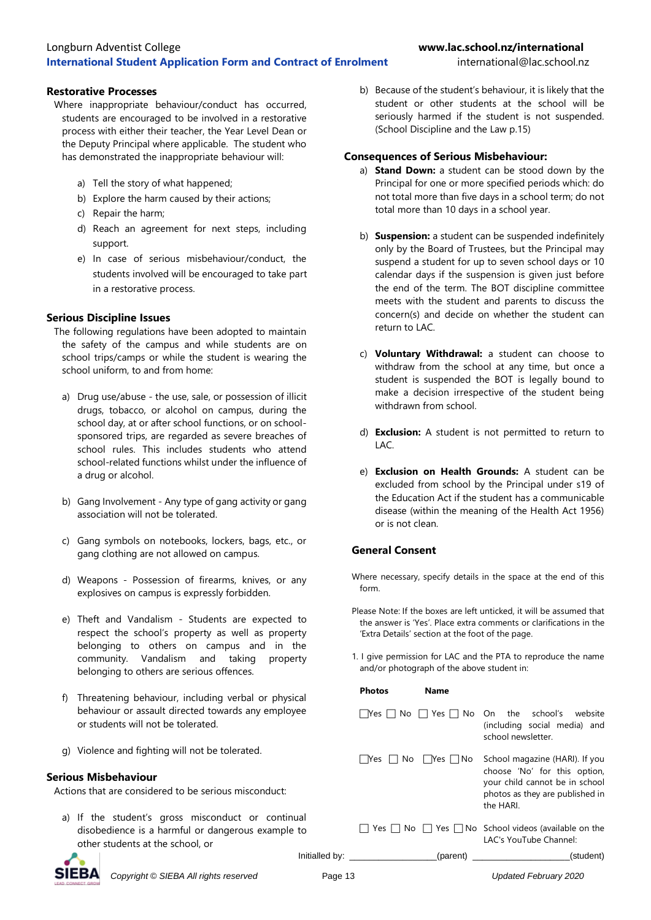### Restorative Processes

Where inappropriate behaviour/conduct has occurred, students are encouraged to be involved in a restorative process with either their teacher, the Year Level Dean or the Deputy Principal where applicable. The student who has demonstrated the inappropriate behaviour will:

a) Tell the story of what happened;
b) Explore the harm caused by their actions;
c) Repair the harm;
d) Reach an agreement for next steps, including support.
e) In case of serious misbehaviour/conduct, the students involved will be encouraged to take part in a restorative process.

### Serious Discipline Issues

The following regulations have been adopted to maintain the safety of the campus and while students are on school trips/camps or while the student is wearing the school uniform, to and from home:

a) Drug use/abuse - the use, sale, or possession of illicit drugs, tobacco, or alcohol on campus, during the school day, at or after school functions, or on school-sponsored trips, are regarded as severe breaches of school rules. This includes students who attend school-related functions whilst under the influence of a drug or alcohol.

b) Gang Involvement - Any type of gang activity or gang association will not be tolerated.

c) Gang symbols on notebooks, lockers, bags, etc., or gang clothing are not allowed on campus.

d) Weapons - Possession of firearms, knives, or any explosives on campus is expressly forbidden.

e) Theft and Vandalism - Students are expected to respect the school's property as well as property belonging to others on campus and in the community. Vandalism and taking property belonging to others are serious offences.

f) Threatening behaviour, including verbal or physical behaviour or assault directed towards any employee or students will not be tolerated.

g) Violence and fighting will not be tolerated.

### Serious Misbehaviour

Actions that are considered to be serious misconduct:

a) If the student's gross misconduct or continual disobedience is a harmful or dangerous example to other students at the school, or

b) Because of the student's behaviour, it is likely that the student or other students at the school will be seriously harmed if the student is not suspended. (School Discipline and the Law p.15)

### Consequences of Serious Misbehaviour:

a) **Stand Down:** a student can be stood down by the Principal for one or more specified periods which: do not total more than five days in a school term; do not total more than 10 days in a school year.

b) **Suspension:** a student can be suspended indefinitely only by the Board of Trustees, but the Principal may suspend a student for up to seven school days or 10 calendar days if the suspension is given just before the end of the term. The BOT discipline committee meets with the student and parents to discuss the concern(s) and decide on whether the student can return to LAC.

c) **Voluntary Withdrawal:** a student can choose to withdraw from the school at any time, but once a student is suspended the BOT is legally bound to make a decision irrespective of the student being withdrawn from school.

d) **Exclusion:** A student is not permitted to return to LAC.

e) **Exclusion on Health Grounds:** A student can be excluded from school by the Principal under s19 of the Education Act if the student has a communicable disease (within the meaning of the Health Act 1956) or is not clean.

### General Consent

Where necessary, specify details in the space at the end of this form.

Please Note: If the boxes are left unticked, it will be assumed that the answer is 'Yes'. Place extra comments or clarifications in the 'Extra Details' section at the foot of the page.

1. I give permission for LAC and the PTA to reproduce the name and/or photograph of the above student in:

| Photos | Name | |
|---|---|---|
| ☐ Yes ☐ No | ☐ Yes ☐ No | On the school's website (including social media) and school newsletter. |
| ☐ Yes ☐ No | ☐ Yes ☐ No | School magazine (HARI). If you choose 'No' for this option, your child cannot be in school photos as they are published in the HARI. |
| ☐ Yes ☐ No | ☐ Yes ☐ No | School videos (available on the LAC's YouTube Channel: |

Initialled by: ____________________(parent) ____________________(student)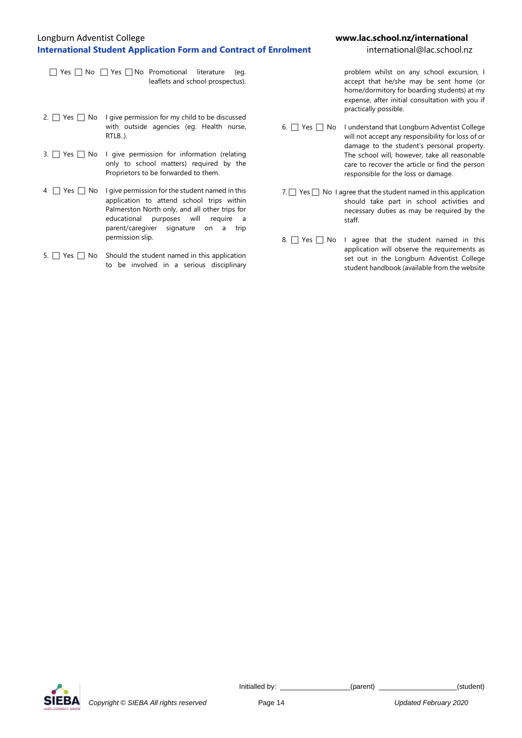☐ Yes ☐ No ☐ Yes ☐ No Promotional literature (eg. leaflets and school prospectus).

2. ☐ Yes ☐ No I give permission for my child to be discussed with outside agencies (eg. Health nurse, RTLB..).

3. ☐ Yes ☐ No I give permission for information (relating only to school matters) required by the Proprietors to be forwarded to them.

4 ☐ Yes ☐ No I give permission for the student named in this application to attend school trips within Palmerston North only, and all other trips for educational purposes will require a parent/caregiver signature on a trip permission slip.

5. ☐ Yes ☐ No Should the student named in this application to be involved in a serious disciplinary problem whilst on any school excursion, I accept that he/she may be sent home (or home/dormitory for boarding students) at my expense, after initial consultation with you if practically possible.

6. ☐ Yes ☐ No I understand that Longburn Adventist College will not accept any responsibility for loss of or damage to the student's personal property. The school will, however, take all reasonable care to recover the article or find the person responsible for the loss or damage.

7. ☐ Yes ☐ No I agree that the student named in this application should take part in school activities and necessary duties as may be required by the staff.

8. ☐ Yes ☐ No I agree that the student named in this application will observe the requirements as set out in the Longburn Adventist College student handbook (available from the website

Initialled by: ________________(parent) ___________________(student)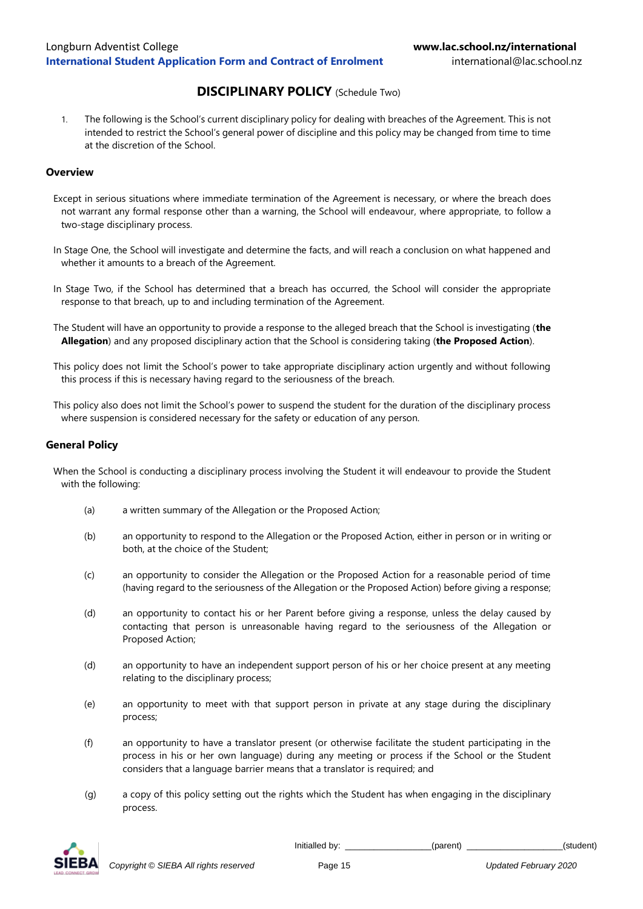## DISCIPLINARY POLICY (Schedule Two)

1. The following is the School's current disciplinary policy for dealing with breaches of the Agreement. This is not intended to restrict the School's general power of discipline and this policy may be changed from time to time at the discretion of the School.

### Overview

Except in serious situations where immediate termination of the Agreement is necessary, or where the breach does not warrant any formal response other than a warning, the School will endeavour, where appropriate, to follow a two-stage disciplinary process.

In Stage One, the School will investigate and determine the facts, and will reach a conclusion on what happened and whether it amounts to a breach of the Agreement.

In Stage Two, if the School has determined that a breach has occurred, the School will consider the appropriate response to that breach, up to and including termination of the Agreement.

The Student will have an opportunity to provide a response to the alleged breach that the School is investigating (**the Allegation**) and any proposed disciplinary action that the School is considering taking (**the Proposed Action**).

This policy does not limit the School's power to take appropriate disciplinary action urgently and without following this process if this is necessary having regard to the seriousness of the breach.

This policy also does not limit the School's power to suspend the student for the duration of the disciplinary process where suspension is considered necessary for the safety or education of any person.

### General Policy

When the School is conducting a disciplinary process involving the Student it will endeavour to provide the Student with the following:

(a) a written summary of the Allegation or the Proposed Action;

(b) an opportunity to respond to the Allegation or the Proposed Action, either in person or in writing or both, at the choice of the Student;

(c) an opportunity to consider the Allegation or the Proposed Action for a reasonable period of time (having regard to the seriousness of the Allegation or the Proposed Action) before giving a response;

(d) an opportunity to contact his or her Parent before giving a response, unless the delay caused by contacting that person is unreasonable having regard to the seriousness of the Allegation or Proposed Action;

(d) an opportunity to have an independent support person of his or her choice present at any meeting relating to the disciplinary process;

(e) an opportunity to meet with that support person in private at any stage during the disciplinary process;

(f) an opportunity to have a translator present (or otherwise facilitate the student participating in the process in his or her own language) during any meeting or process if the School or the Student considers that a language barrier means that a translator is required; and

(g) a copy of this policy setting out the rights which the Student has when engaging in the disciplinary process.

Initialled by: ____________________(parent) ______________________(student)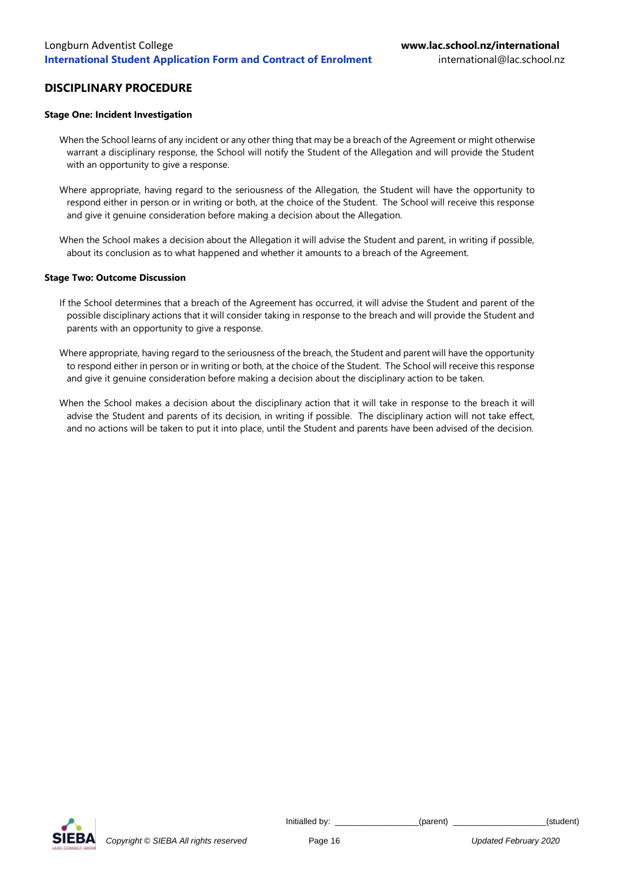## DISCIPLINARY PROCEDURE

### Stage One: Incident Investigation

When the School learns of any incident or any other thing that may be a breach of the Agreement or might otherwise warrant a disciplinary response, the School will notify the Student of the Allegation and will provide the Student with an opportunity to give a response.

Where appropriate, having regard to the seriousness of the Allegation, the Student will have the opportunity to respond either in person or in writing or both, at the choice of the Student. The School will receive this response and give it genuine consideration before making a decision about the Allegation.

When the School makes a decision about the Allegation it will advise the Student and parent, in writing if possible, about its conclusion as to what happened and whether it amounts to a breach of the Agreement.

### Stage Two: Outcome Discussion

If the School determines that a breach of the Agreement has occurred, it will advise the Student and parent of the possible disciplinary actions that it will consider taking in response to the breach and will provide the Student and parents with an opportunity to give a response.

Where appropriate, having regard to the seriousness of the breach, the Student and parent will have the opportunity to respond either in person or in writing or both, at the choice of the Student. The School will receive this response and give it genuine consideration before making a decision about the disciplinary action to be taken.

When the School makes a decision about the disciplinary action that it will take in response to the breach it will advise the Student and parents of its decision, in writing if possible. The disciplinary action will not take effect, and no actions will be taken to put it into place, until the Student and parents have been advised of the decision.

Initialled by: __________________(parent) ____________________(student)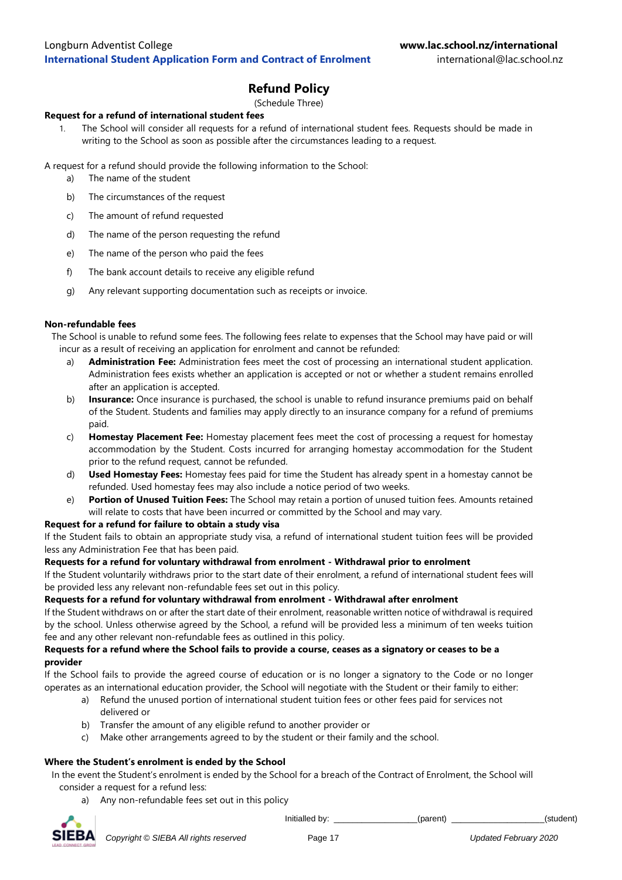## Refund Policy

(Schedule Three)

**Request for a refund of international student fees**

1. The School will consider all requests for a refund of international student fees. Requests should be made in writing to the School as soon as possible after the circumstances leading to a request.

A request for a refund should provide the following information to the School:

a) The name of the student

b) The circumstances of the request

c) The amount of refund requested

d) The name of the person requesting the refund

e) The name of the person who paid the fees

f) The bank account details to receive any eligible refund

g) Any relevant supporting documentation such as receipts or invoice.

**Non-refundable fees**

The School is unable to refund some fees. The following fees relate to expenses that the School may have paid or will incur as a result of receiving an application for enrolment and cannot be refunded:

a) **Administration Fee:** Administration fees meet the cost of processing an international student application. Administration fees exists whether an application is accepted or not or whether a student remains enrolled after an application is accepted.

b) **Insurance:** Once insurance is purchased, the school is unable to refund insurance premiums paid on behalf of the Student. Students and families may apply directly to an insurance company for a refund of premiums paid.

c) **Homestay Placement Fee:** Homestay placement fees meet the cost of processing a request for homestay accommodation by the Student. Costs incurred for arranging homestay accommodation for the Student prior to the refund request, cannot be refunded.

d) **Used Homestay Fees:** Homestay fees paid for time the Student has already spent in a homestay cannot be refunded. Used homestay fees may also include a notice period of two weeks.

e) **Portion of Unused Tuition Fees:** The School may retain a portion of unused tuition fees. Amounts retained will relate to costs that have been incurred or committed by the School and may vary.

**Request for a refund for failure to obtain a study visa**

If the Student fails to obtain an appropriate study visa, a refund of international student tuition fees will be provided less any Administration Fee that has been paid.

**Requests for a refund for voluntary withdrawal from enrolment - Withdrawal prior to enrolment**

If the Student voluntarily withdraws prior to the start date of their enrolment, a refund of international student fees will be provided less any relevant non-refundable fees set out in this policy.

**Requests for a refund for voluntary withdrawal from enrolment - Withdrawal after enrolment**

If the Student withdraws on or after the start date of their enrolment, reasonable written notice of withdrawal is required by the school. Unless otherwise agreed by the School, a refund will be provided less a minimum of ten weeks tuition fee and any other relevant non-refundable fees as outlined in this policy.

**Requests for a refund where the School fails to provide a course, ceases as a signatory or ceases to be a provider**

If the School fails to provide the agreed course of education or is no longer a signatory to the Code or no longer operates as an international education provider, the School will negotiate with the Student or their family to either:

a) Refund the unused portion of international student tuition fees or other fees paid for services not delivered or

b) Transfer the amount of any eligible refund to another provider or

c) Make other arrangements agreed to by the student or their family and the school.

**Where the Student's enrolment is ended by the School**

In the event the Student's enrolment is ended by the School for a breach of the Contract of Enrolment, the School will consider a request for a refund less:

a) Any non-refundable fees set out in this policy

Initialled by: __________________(parent) ____________________(student)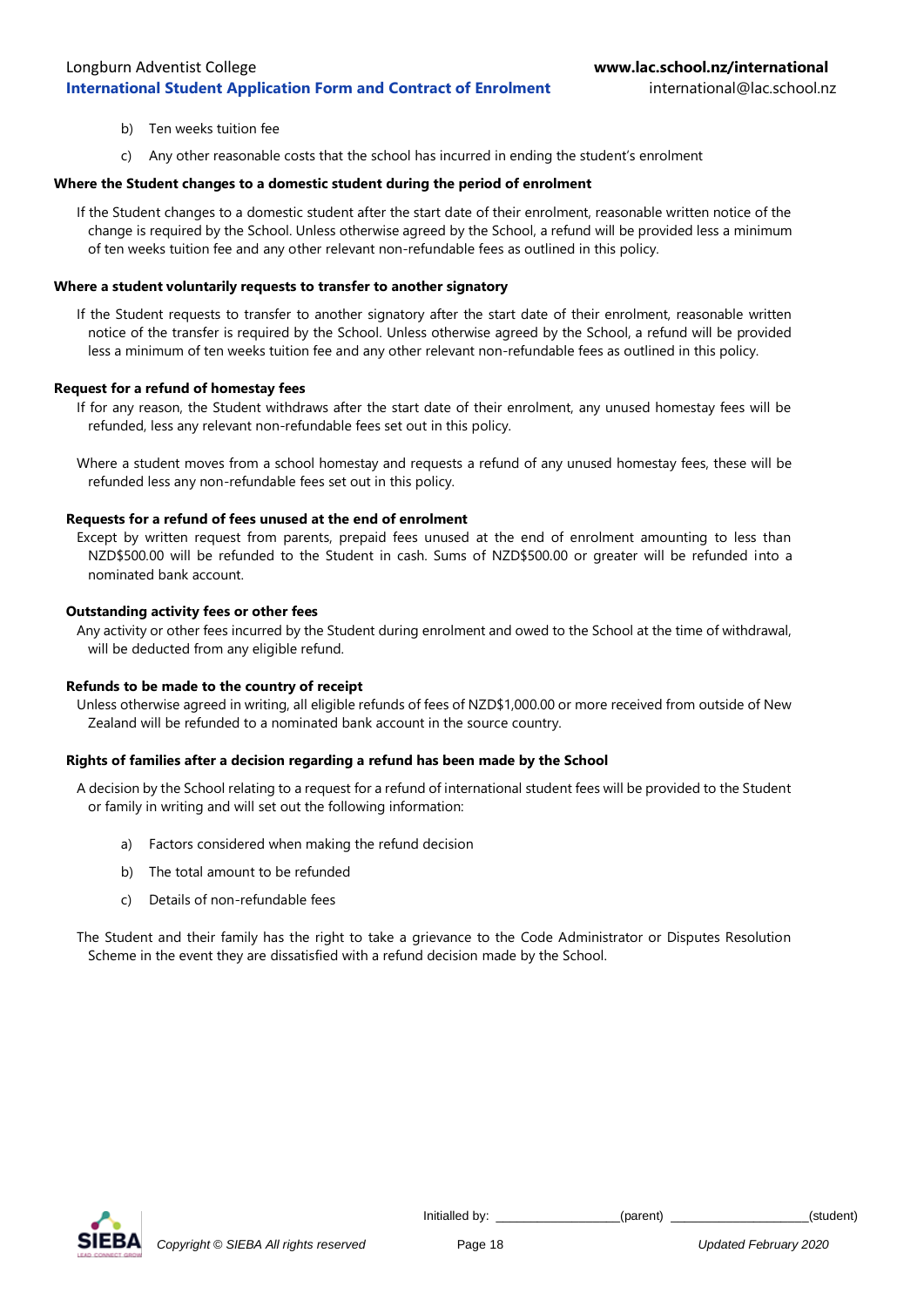b) Ten weeks tuition fee

c) Any other reasonable costs that the school has incurred in ending the student's enrolment

**Where the Student changes to a domestic student during the period of enrolment**

If the Student changes to a domestic student after the start date of their enrolment, reasonable written notice of the change is required by the School. Unless otherwise agreed by the School, a refund will be provided less a minimum of ten weeks tuition fee and any other relevant non-refundable fees as outlined in this policy.

**Where a student voluntarily requests to transfer to another signatory**

If the Student requests to transfer to another signatory after the start date of their enrolment, reasonable written notice of the transfer is required by the School. Unless otherwise agreed by the School, a refund will be provided less a minimum of ten weeks tuition fee and any other relevant non-refundable fees as outlined in this policy.

**Request for a refund of homestay fees**

If for any reason, the Student withdraws after the start date of their enrolment, any unused homestay fees will be refunded, less any relevant non-refundable fees set out in this policy.

Where a student moves from a school homestay and requests a refund of any unused homestay fees, these will be refunded less any non-refundable fees set out in this policy.

**Requests for a refund of fees unused at the end of enrolment**

Except by written request from parents, prepaid fees unused at the end of enrolment amounting to less than NZD$500.00 will be refunded to the Student in cash. Sums of NZD$500.00 or greater will be refunded into a nominated bank account.

**Outstanding activity fees or other fees**

Any activity or other fees incurred by the Student during enrolment and owed to the School at the time of withdrawal, will be deducted from any eligible refund.

**Refunds to be made to the country of receipt**

Unless otherwise agreed in writing, all eligible refunds of fees of NZD$1,000.00 or more received from outside of New Zealand will be refunded to a nominated bank account in the source country.

**Rights of families after a decision regarding a refund has been made by the School**

A decision by the School relating to a request for a refund of international student fees will be provided to the Student or family in writing and will set out the following information:

a) Factors considered when making the refund decision

b) The total amount to be refunded

c) Details of non-refundable fees

The Student and their family has the right to take a grievance to the Code Administrator or Disputes Resolution Scheme in the event they are dissatisfied with a refund decision made by the School.

Initialled by: __________________(parent) ____________________(student)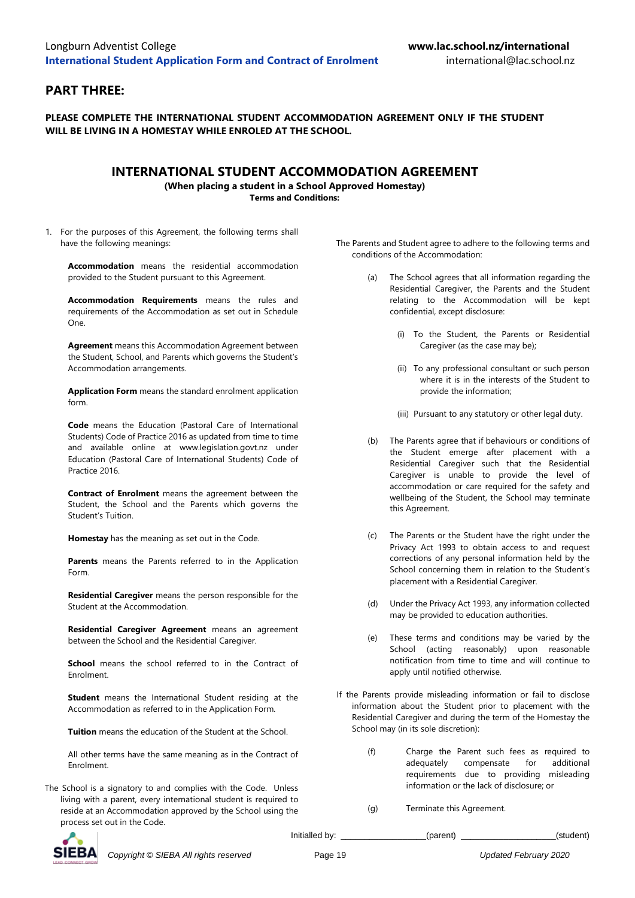## PART THREE:

**PLEASE COMPLETE THE INTERNATIONAL STUDENT ACCOMMODATION AGREEMENT ONLY IF THE STUDENT WILL BE LIVING IN A HOMESTAY WHILE ENROLED AT THE SCHOOL.**

# INTERNATIONAL STUDENT ACCOMMODATION AGREEMENT

**(When placing a student in a School Approved Homestay)**

**Terms and Conditions:**

1. For the purposes of this Agreement, the following terms shall have the following meanings:

   **Accommodation** means the residential accommodation provided to the Student pursuant to this Agreement.

   **Accommodation Requirements** means the rules and requirements of the Accommodation as set out in Schedule One.

   **Agreement** means this Accommodation Agreement between the Student, School, and Parents which governs the Student's Accommodation arrangements.

   **Application Form** means the standard enrolment application form.

   **Code** means the Education (Pastoral Care of International Students) Code of Practice 2016 as updated from time to time and available online at www.legislation.govt.nz under Education (Pastoral Care of International Students) Code of Practice 2016.

   **Contract of Enrolment** means the agreement between the Student, the School and the Parents which governs the Student's Tuition.

   **Homestay** has the meaning as set out in the Code.

   **Parents** means the Parents referred to in the Application Form.

   **Residential Caregiver** means the person responsible for the Student at the Accommodation.

   **Residential Caregiver Agreement** means an agreement between the School and the Residential Caregiver.

   **School** means the school referred to in the Contract of Enrolment.

   **Student** means the International Student residing at the Accommodation as referred to in the Application Form.

   **Tuition** means the education of the Student at the School.

   All other terms have the same meaning as in the Contract of Enrolment.

The School is a signatory to and complies with the Code. Unless living with a parent, every international student is required to reside at an Accommodation approved by the School using the process set out in the Code.

The Parents and Student agree to adhere to the following terms and conditions of the Accommodation:

(a) The School agrees that all information regarding the Residential Caregiver, the Parents and the Student relating to the Accommodation will be kept confidential, except disclosure:

   (i) To the Student, the Parents or Residential Caregiver (as the case may be);

   (ii) To any professional consultant or such person where it is in the interests of the Student to provide the information;

   (iii) Pursuant to any statutory or other legal duty.

(b) The Parents agree that if behaviours or conditions of the Student emerge after placement with a Residential Caregiver such that the Residential Caregiver is unable to provide the level of accommodation or care required for the safety and wellbeing of the Student, the School may terminate this Agreement.

(c) The Parents or the Student have the right under the Privacy Act 1993 to obtain access to and request corrections of any personal information held by the School concerning them in relation to the Student's placement with a Residential Caregiver.

(d) Under the Privacy Act 1993, any information collected may be provided to education authorities.

(e) These terms and conditions may be varied by the School (acting reasonably) upon reasonable notification from time to time and will continue to apply until notified otherwise.

If the Parents provide misleading information or fail to disclose information about the Student prior to placement with the Residential Caregiver and during the term of the Homestay the School may (in its sole discretion):

(f) Charge the Parent such fees as required to adequately compensate for additional requirements due to providing misleading information or the lack of disclosure; or

(g) Terminate this Agreement.

Initialled by: ___________________(parent) ____________________(student)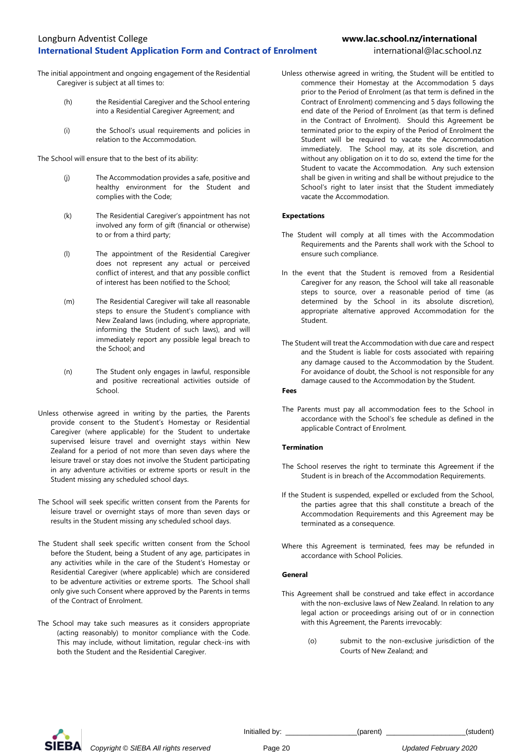The initial appointment and ongoing engagement of the Residential Caregiver is subject at all times to:

(h) the Residential Caregiver and the School entering into a Residential Caregiver Agreement; and

(i) the School's usual requirements and policies in relation to the Accommodation.

The School will ensure that to the best of its ability:

(j) The Accommodation provides a safe, positive and healthy environment for the Student and complies with the Code;

(k) The Residential Caregiver's appointment has not involved any form of gift (financial or otherwise) to or from a third party;

(l) The appointment of the Residential Caregiver does not represent any actual or perceived conflict of interest, and that any possible conflict of interest has been notified to the School;

(m) The Residential Caregiver will take all reasonable steps to ensure the Student's compliance with New Zealand laws (including, where appropriate, informing the Student of such laws), and will immediately report any possible legal breach to the School; and

(n) The Student only engages in lawful, responsible and positive recreational activities outside of School.

Unless otherwise agreed in writing by the parties, the Parents provide consent to the Student's Homestay or Residential Caregiver (where applicable) for the Student to undertake supervised leisure travel and overnight stays within New Zealand for a period of not more than seven days where the leisure travel or stay does not involve the Student participating in any adventure activities or extreme sports or result in the Student missing any scheduled school days.

The School will seek specific written consent from the Parents for leisure travel or overnight stays of more than seven days or results in the Student missing any scheduled school days.

The Student shall seek specific written consent from the School before the Student, being a Student of any age, participates in any activities while in the care of the Student's Homestay or Residential Caregiver (where applicable) which are considered to be adventure activities or extreme sports. The School shall only give such Consent where approved by the Parents in terms of the Contract of Enrolment.

The School may take such measures as it considers appropriate (acting reasonably) to monitor compliance with the Code. This may include, without limitation, regular check-ins with both the Student and the Residential Caregiver.

Unless otherwise agreed in writing, the Student will be entitled to commence their Homestay at the Accommodation 5 days prior to the Period of Enrolment (as that term is defined in the Contract of Enrolment) commencing and 5 days following the end date of the Period of Enrolment (as that term is defined in the Contract of Enrolment). Should this Agreement be terminated prior to the expiry of the Period of Enrolment the Student will be required to vacate the Accommodation immediately. The School may, at its sole discretion, and without any obligation on it to do so, extend the time for the Student to vacate the Accommodation. Any such extension shall be given in writing and shall be without prejudice to the School's right to later insist that the Student immediately vacate the Accommodation.

**Expectations**

The Student will comply at all times with the Accommodation Requirements and the Parents shall work with the School to ensure such compliance.

In the event that the Student is removed from a Residential Caregiver for any reason, the School will take all reasonable steps to source, over a reasonable period of time (as determined by the School in its absolute discretion), appropriate alternative approved Accommodation for the Student.

The Student will treat the Accommodation with due care and respect and the Student is liable for costs associated with repairing any damage caused to the Accommodation by the Student. For avoidance of doubt, the School is not responsible for any damage caused to the Accommodation by the Student.

**Fees**

The Parents must pay all accommodation fees to the School in accordance with the School's fee schedule as defined in the applicable Contract of Enrolment.

**Termination**

The School reserves the right to terminate this Agreement if the Student is in breach of the Accommodation Requirements.

If the Student is suspended, expelled or excluded from the School, the parties agree that this shall constitute a breach of the Accommodation Requirements and this Agreement may be terminated as a consequence.

Where this Agreement is terminated, fees may be refunded in accordance with School Policies.

**General**

This Agreement shall be construed and take effect in accordance with the non-exclusive laws of New Zealand. In relation to any legal action or proceedings arising out of or in connection with this Agreement, the Parents irrevocably:

(o) submit to the non-exclusive jurisdiction of the Courts of New Zealand; and

Initialled by: ____________________(parent) ______________________(student)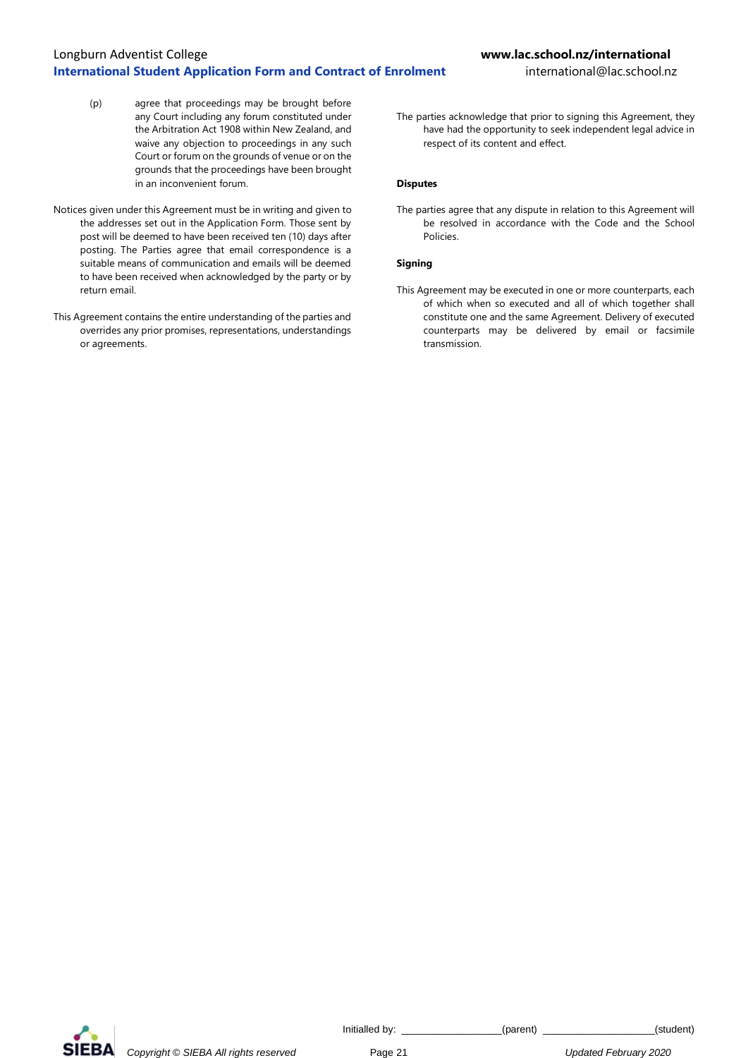(p) agree that proceedings may be brought before any Court including any forum constituted under the Arbitration Act 1908 within New Zealand, and waive any objection to proceedings in any such Court or forum on the grounds of venue or on the grounds that the proceedings have been brought in an inconvenient forum.

Notices given under this Agreement must be in writing and given to the addresses set out in the Application Form. Those sent by post will be deemed to have been received ten (10) days after posting. The Parties agree that email correspondence is a suitable means of communication and emails will be deemed to have been received when acknowledged by the party or by return email.

This Agreement contains the entire understanding of the parties and overrides any prior promises, representations, understandings or agreements.

The parties acknowledge that prior to signing this Agreement, they have had the opportunity to seek independent legal advice in respect of its content and effect.

**Disputes**

The parties agree that any dispute in relation to this Agreement will be resolved in accordance with the Code and the School Policies.

**Signing**

This Agreement may be executed in one or more counterparts, each of which when so executed and all of which together shall constitute one and the same Agreement. Delivery of executed counterparts may be delivered by email or facsimile transmission.

Initialled by: ________________(parent) ___________________(student)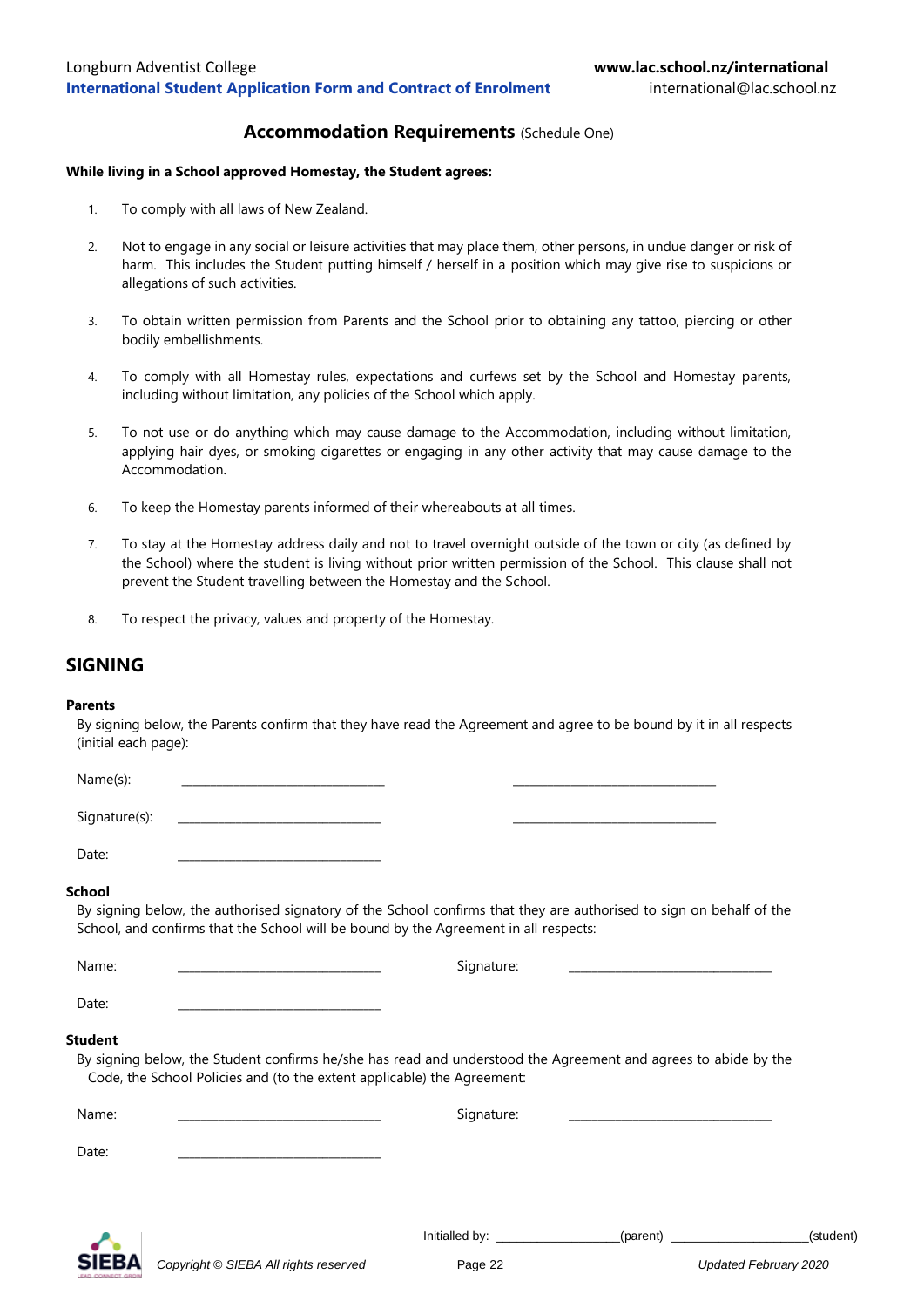## Accommodation Requirements (Schedule One)

**While living in a School approved Homestay, the Student agrees:**

1. To comply with all laws of New Zealand.
2. Not to engage in any social or leisure activities that may place them, other persons, in undue danger or risk of harm. This includes the Student putting himself / herself in a position which may give rise to suspicions or allegations of such activities.
3. To obtain written permission from Parents and the School prior to obtaining any tattoo, piercing or other bodily embellishments.
4. To comply with all Homestay rules, expectations and curfews set by the School and Homestay parents, including without limitation, any policies of the School which apply.
5. To not use or do anything which may cause damage to the Accommodation, including without limitation, applying hair dyes, or smoking cigarettes or engaging in any other activity that may cause damage to the Accommodation.
6. To keep the Homestay parents informed of their whereabouts at all times.
7. To stay at the Homestay address daily and not to travel overnight outside of the town or city (as defined by the School) where the student is living without prior written permission of the School. This clause shall not prevent the Student travelling between the Homestay and the School.
8. To respect the privacy, values and property of the Homestay.

## SIGNING

**Parents**

By signing below, the Parents confirm that they have read the Agreement and agree to be bound by it in all respects (initial each page):

Name(s): ________________________________ ________________________________

Signature(s): ________________________________ ________________________________

Date: ________________________________

**School**

By signing below, the authorised signatory of the School confirms that they are authorised to sign on behalf of the School, and confirms that the School will be bound by the Agreement in all respects:

Name: ________________________________ Signature: ________________________________

Date: ________________________________

**Student**

By signing below, the Student confirms he/she has read and understood the Agreement and agrees to abide by the Code, the School Policies and (to the extent applicable) the Agreement:

Name: ________________________________ Signature: ________________________________

Date: ________________________________

Initialled by: __________________(parent) ____________________(student)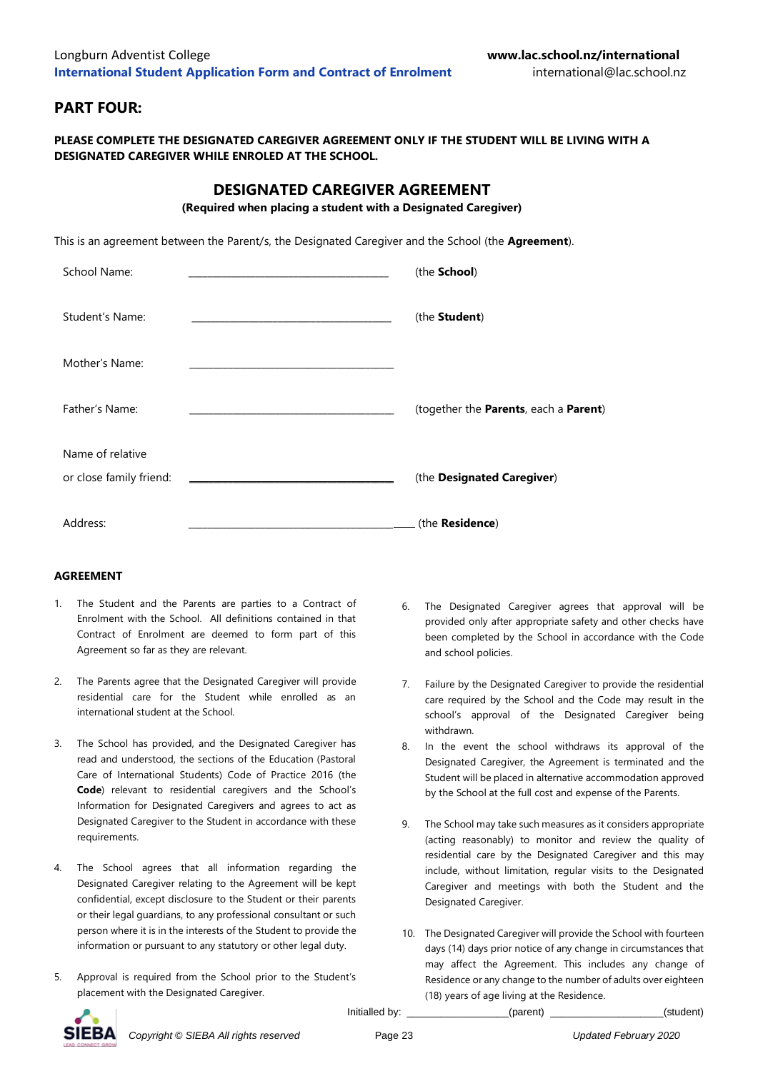## PART FOUR:

**PLEASE COMPLETE THE DESIGNATED CAREGIVER AGREEMENT ONLY IF THE STUDENT WILL BE LIVING WITH A DESIGNATED CAREGIVER WHILE ENROLED AT THE SCHOOL.**

## DESIGNATED CAREGIVER AGREEMENT

**(Required when placing a student with a Designated Caregiver)**

This is an agreement between the Parent/s, the Designated Caregiver and the School (the **Agreement**).

School Name: ____________________________________ (the **School**)

Student's Name: ____________________________________ (the **Student**)

Mother's Name: ____________________________________

Father's Name: ____________________________________ (together the **Parents**, each a **Parent**)

Name of relative
or close family friend: ____________________________________ (the **Designated Caregiver**)

Address: ____________________________________ (the **Residence**)

**AGREEMENT**

1. The Student and the Parents are parties to a Contract of Enrolment with the School. All definitions contained in that Contract of Enrolment are deemed to form part of this Agreement so far as they are relevant.

2. The Parents agree that the Designated Caregiver will provide residential care for the Student while enrolled as an international student at the School.

3. The School has provided, and the Designated Caregiver has read and understood, the sections of the Education (Pastoral Care of International Students) Code of Practice 2016 (the **Code**) relevant to residential caregivers and the School's Information for Designated Caregivers and agrees to act as Designated Caregiver to the Student in accordance with these requirements.

4. The School agrees that all information regarding the Designated Caregiver relating to the Agreement will be kept confidential, except disclosure to the Student or their parents or their legal guardians, to any professional consultant or such person where it is in the interests of the Student to provide the information or pursuant to any statutory or other legal duty.

5. Approval is required from the School prior to the Student's placement with the Designated Caregiver.

6. The Designated Caregiver agrees that approval will be provided only after appropriate safety and other checks have been completed by the School in accordance with the Code and school policies.

7. Failure by the Designated Caregiver to provide the residential care required by the School and the Code may result in the school's approval of the Designated Caregiver being withdrawn.

8. In the event the school withdraws its approval of the Designated Caregiver, the Agreement is terminated and the Student will be placed in alternative accommodation approved by the School at the full cost and expense of the Parents.

9. The School may take such measures as it considers appropriate (acting reasonably) to monitor and review the quality of residential care by the Designated Caregiver and this may include, without limitation, regular visits to the Designated Caregiver and meetings with both the Student and the Designated Caregiver.

10. The Designated Caregiver will provide the School with fourteen days (14) days prior notice of any change in circumstances that may affect the Agreement. This includes any change of Residence or any change to the number of adults over eighteen (18) years of age living at the Residence.

Initialled by: ____________________(parent) ____________________(student)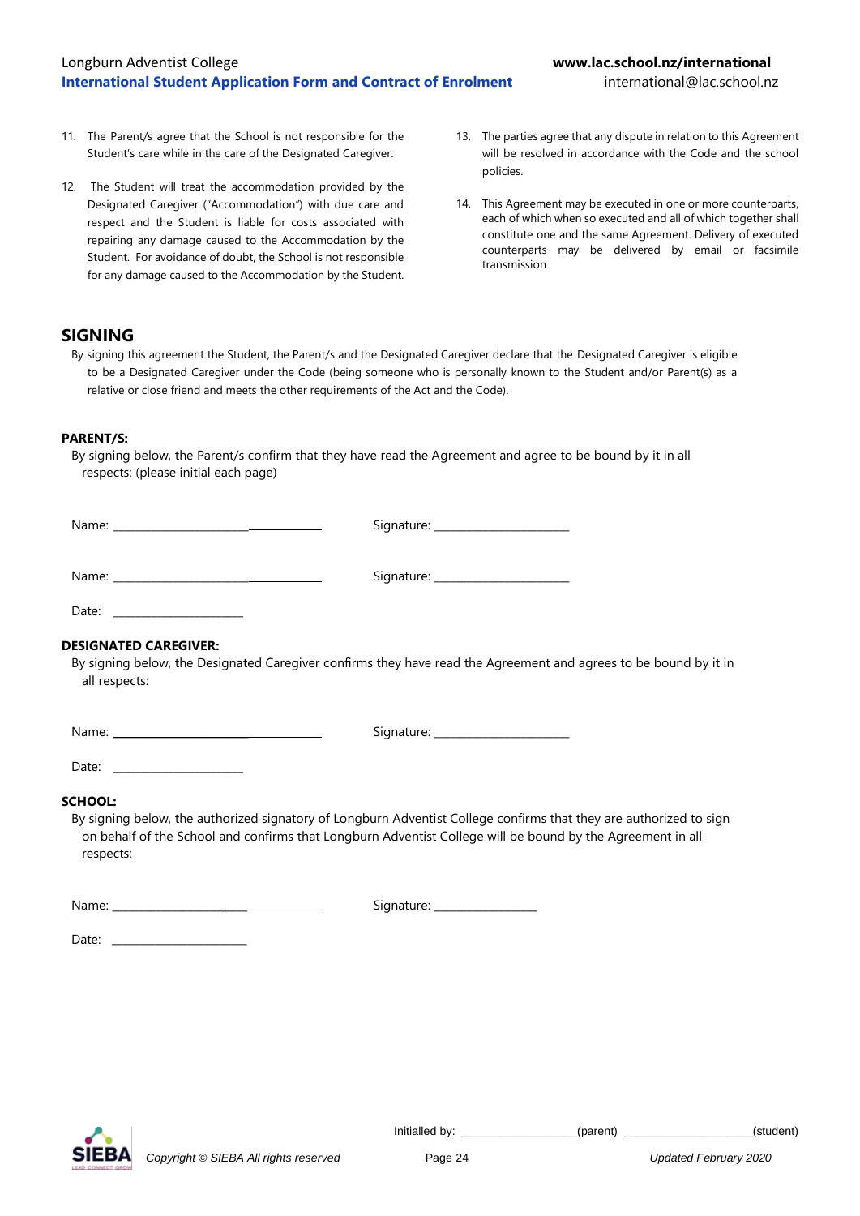11. The Parent/s agree that the School is not responsible for the Student's care while in the care of the Designated Caregiver.

12. The Student will treat the accommodation provided by the Designated Caregiver ("Accommodation") with due care and respect and the Student is liable for costs associated with repairing any damage caused to the Accommodation by the Student. For avoidance of doubt, the School is not responsible for any damage caused to the Accommodation by the Student.

13. The parties agree that any dispute in relation to this Agreement will be resolved in accordance with the Code and the school policies.

14. This Agreement may be executed in one or more counterparts, each of which when so executed and all of which together shall constitute one and the same Agreement. Delivery of executed counterparts may be delivered by email or facsimile transmission

## SIGNING

By signing this agreement the Student, the Parent/s and the Designated Caregiver declare that the Designated Caregiver is eligible to be a Designated Caregiver under the Code (being someone who is personally known to the Student and/or Parent(s) as a relative or close friend and meets the other requirements of the Act and the Code).

**PARENT/S:**

By signing below, the Parent/s confirm that they have read the Agreement and agree to be bound by it in all respects: (please initial each page)

Name: ______________________________ Signature: ______________________

Name: ______________________________ Signature: ______________________

Date: ______________________

**DESIGNATED CAREGIVER:**

By signing below, the Designated Caregiver confirms they have read the Agreement and agrees to be bound by it in all respects:

Name: ______________________________ Signature: ______________________

Date: ______________________

**SCHOOL:**

By signing below, the authorized signatory of Longburn Adventist College confirms that they are authorized to sign on behalf of the School and confirms that Longburn Adventist College will be bound by the Agreement in all respects:

Name: ______________________________ Signature: ________________

Date: ______________________

Initialled by: __________________(parent) ____________________(student)